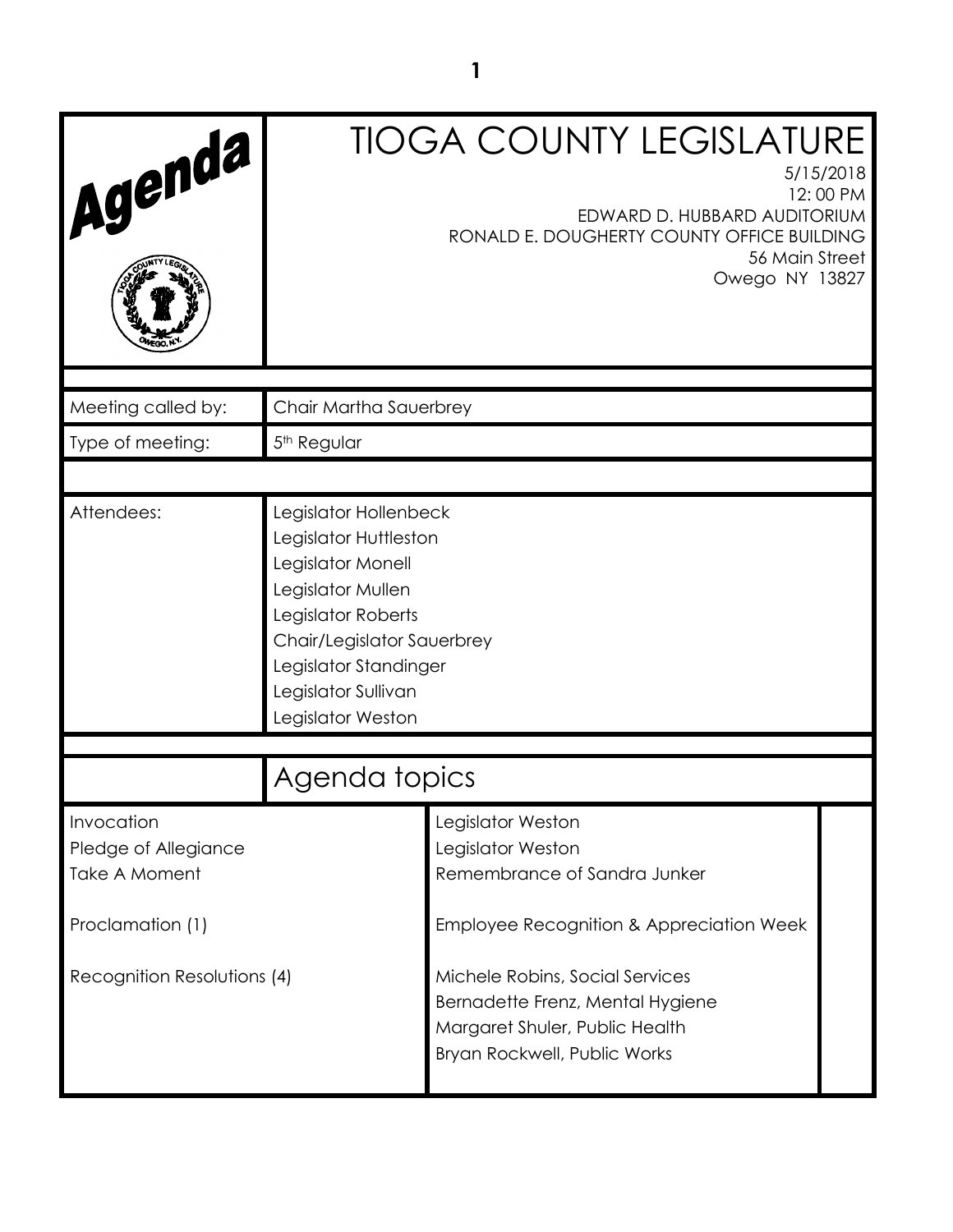# Agenda

# TIOGA COUNTY LEGISLATURE

5/15/2018
12: 00 PM
EDWARD D. HUBBARD AUDITORIUM
RONALD E. DOUGHERTY COUNTY OFFICE BUILDING
56 Main Street
Owego NY 13827

| | |
|---|---|
| Meeting called by: | Chair Martha Sauerbrey |
| Type of meeting: | 5th Regular |
| Attendees: | Legislator Hollenbeck<br>Legislator Huttleston<br>Legislator Monell<br>Legislator Mullen<br>Legislator Roberts<br>Chair/Legislator Sauerbrey<br>Legislator Standinger<br>Legislator Sullivan<br>Legislator Weston |

## Agenda topics

| | |
|---|---|
| Invocation | Legislator Weston |
| Pledge of Allegiance | Legislator Weston |
| Take A Moment | Remembrance of Sandra Junker |
| Proclamation (1) | Employee Recognition & Appreciation Week |
| Recognition Resolutions (4) | Michele Robins, Social Services<br>Bernadette Frenz, Mental Hygiene<br>Margaret Shuler, Public Health<br>Bryan Rockwell, Public Works |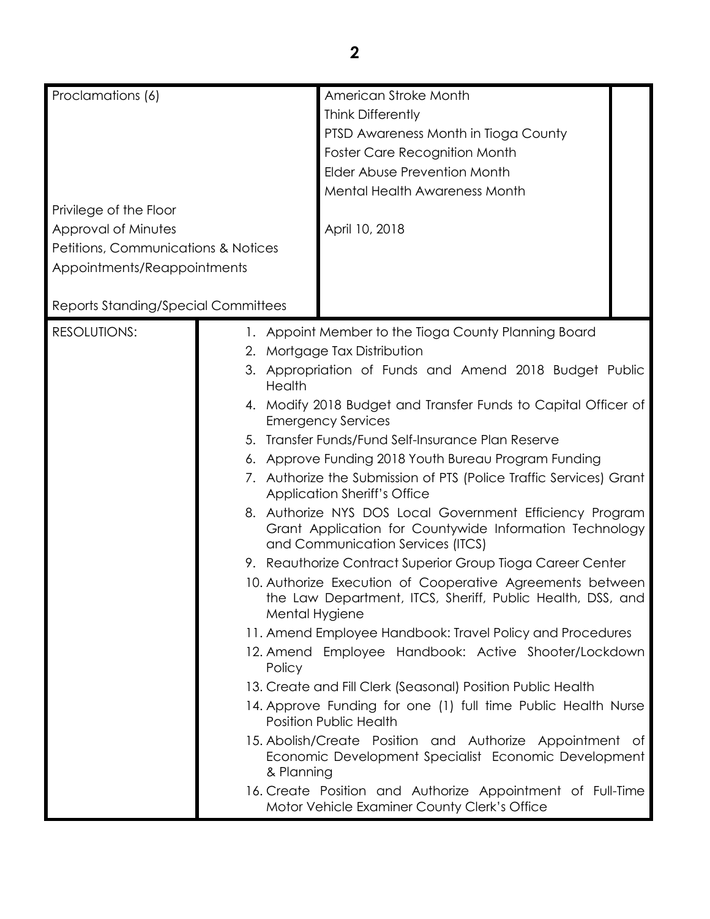| | |
|---|---|
| Proclamations (6) | American Stroke Month<br>Think Differently<br>PTSD Awareness Month in Tioga County<br>Foster Care Recognition Month<br>Elder Abuse Prevention Month<br>Mental Health Awareness Month |
| Privilege of the Floor | |
| Approval of Minutes | April 10, 2018 |
| Petitions, Communications & Notices | |
| Appointments/Reappointments | |
| Reports Standing/Special Committees | |
| RESOLUTIONS: | 1. Appoint Member to the Tioga County Planning Board<br>2. Mortgage Tax Distribution<br>3. Appropriation of Funds and Amend 2018 Budget Public Health<br>4. Modify 2018 Budget and Transfer Funds to Capital Officer of Emergency Services<br>5. Transfer Funds/Fund Self-Insurance Plan Reserve<br>6. Approve Funding 2018 Youth Bureau Program Funding<br>7. Authorize the Submission of PTS (Police Traffic Services) Grant Application Sheriff's Office<br>8. Authorize NYS DOS Local Government Efficiency Program Grant Application for Countywide Information Technology and Communication Services (ITCS)<br>9. Reauthorize Contract Superior Group Tioga Career Center<br>10. Authorize Execution of Cooperative Agreements between the Law Department, ITCS, Sheriff, Public Health, DSS, and Mental Hygiene<br>11. Amend Employee Handbook: Travel Policy and Procedures<br>12. Amend Employee Handbook: Active Shooter/Lockdown Policy<br>13. Create and Fill Clerk (Seasonal) Position Public Health<br>14. Approve Funding for one (1) full time Public Health Nurse Position Public Health<br>15. Abolish/Create Position and Authorize Appointment of Economic Development Specialist Economic Development & Planning<br>16. Create Position and Authorize Appointment of Full-Time Motor Vehicle Examiner County Clerk's Office |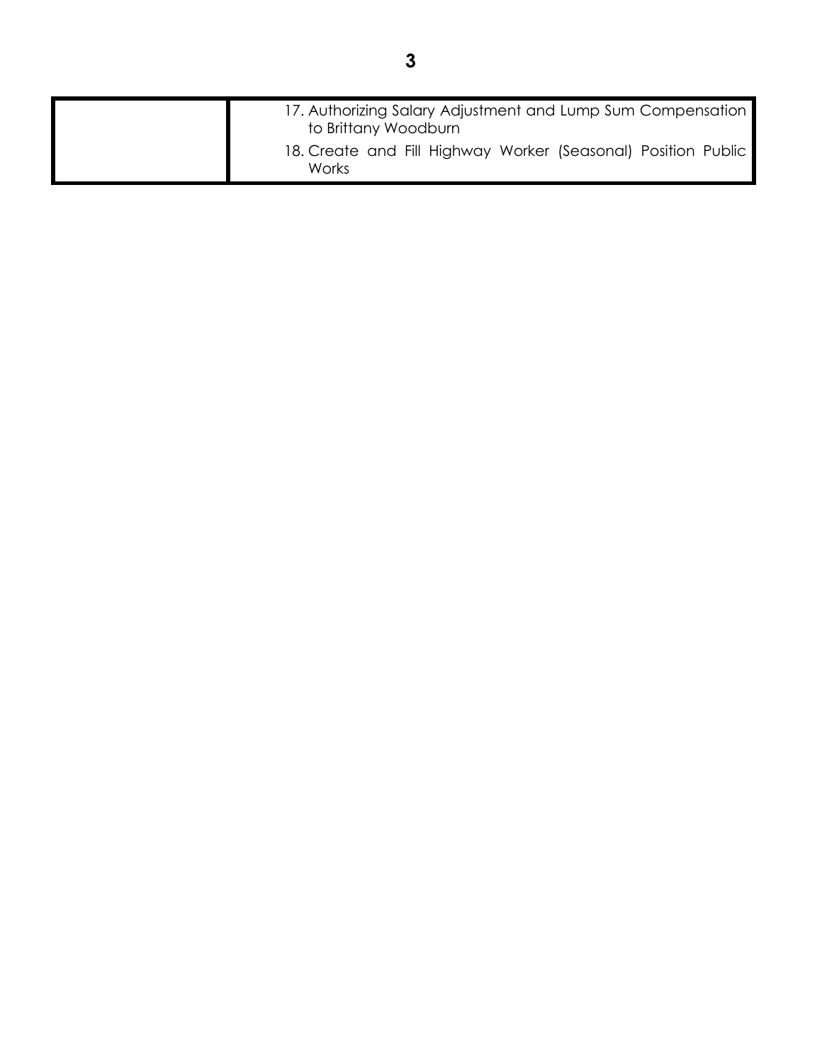| | |
|---|---|
| | 17. Authorizing Salary Adjustment and Lump Sum Compensation to Brittany Woodburn<br>18. Create and Fill Highway Worker (Seasonal) Position Public Works |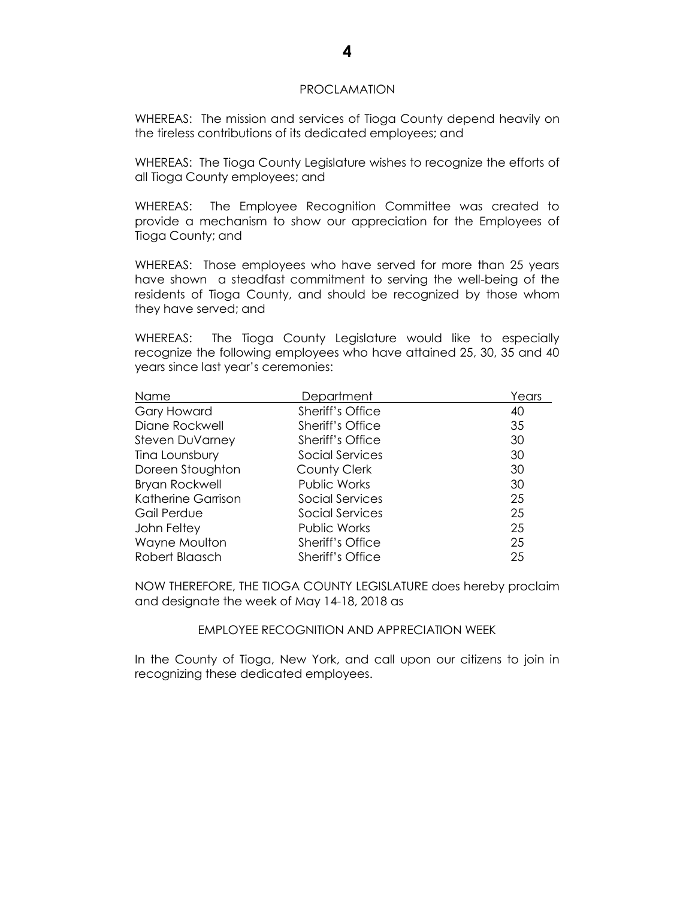## PROCLAMATION

WHEREAS: The mission and services of Tioga County depend heavily on the tireless contributions of its dedicated employees; and

WHEREAS: The Tioga County Legislature wishes to recognize the efforts of all Tioga County employees; and

WHEREAS: The Employee Recognition Committee was created to provide a mechanism to show our appreciation for the Employees of Tioga County; and

WHEREAS: Those employees who have served for more than 25 years have shown a steadfast commitment to serving the well-being of the residents of Tioga County, and should be recognized by those whom they have served; and

WHEREAS: The Tioga County Legislature would like to especially recognize the following employees who have attained 25, 30, 35 and 40 years since last year's ceremonies:

| Name | Department | Years |
|---|---|---|
| Gary Howard | Sheriff's Office | 40 |
| Diane Rockwell | Sheriff's Office | 35 |
| Steven DuVarney | Sheriff's Office | 30 |
| Tina Lounsbury | Social Services | 30 |
| Doreen Stoughton | County Clerk | 30 |
| Bryan Rockwell | Public Works | 30 |
| Katherine Garrison | Social Services | 25 |
| Gail Perdue | Social Services | 25 |
| John Feltey | Public Works | 25 |
| Wayne Moulton | Sheriff's Office | 25 |
| Robert Blaasch | Sheriff's Office | 25 |

NOW THEREFORE, THE TIOGA COUNTY LEGISLATURE does hereby proclaim and designate the week of May 14-18, 2018 as

EMPLOYEE RECOGNITION AND APPRECIATION WEEK

In the County of Tioga, New York, and call upon our citizens to join in recognizing these dedicated employees.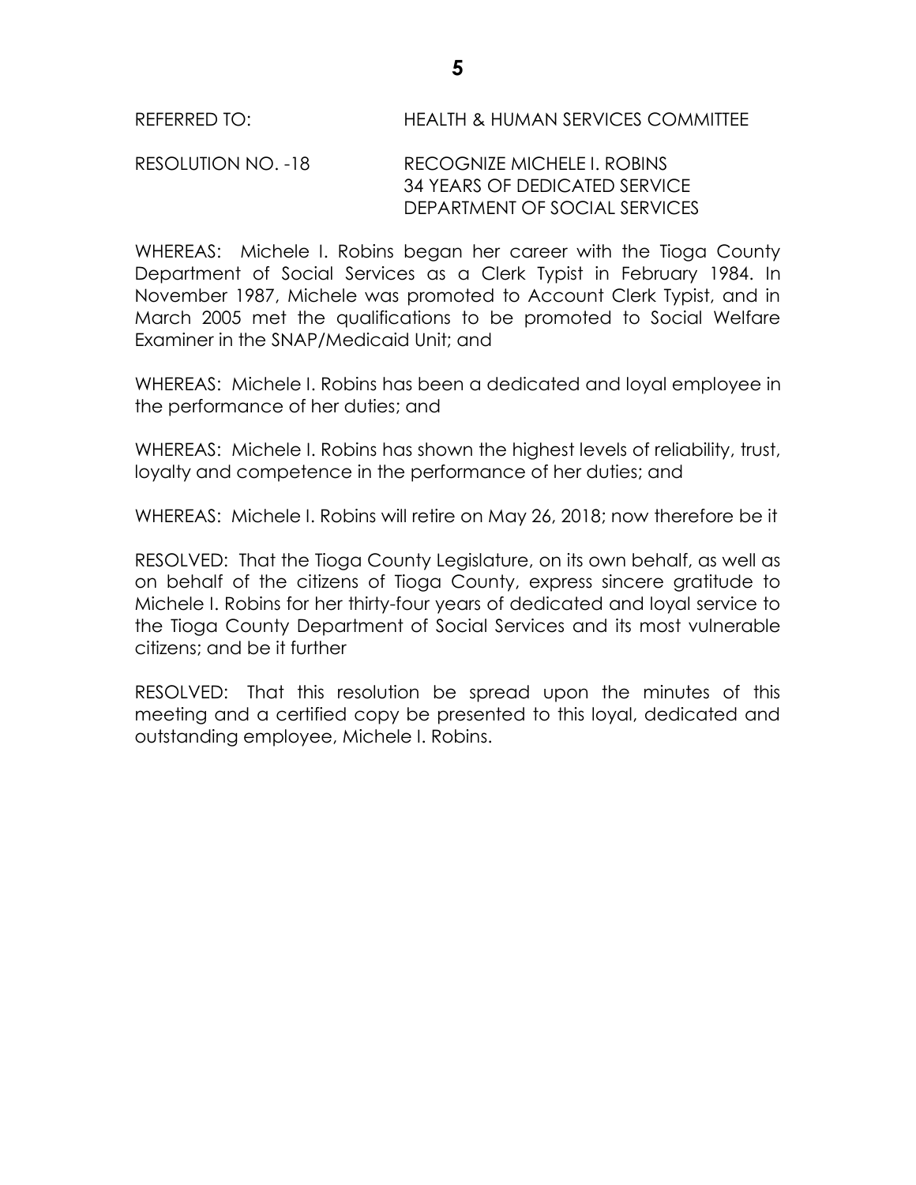REFERRED TO: HEALTH & HUMAN SERVICES COMMITTEE

RESOLUTION NO. -18 RECOGNIZE MICHELE I. ROBINS
34 YEARS OF DEDICATED SERVICE
DEPARTMENT OF SOCIAL SERVICES

WHEREAS: Michele I. Robins began her career with the Tioga County Department of Social Services as a Clerk Typist in February 1984. In November 1987, Michele was promoted to Account Clerk Typist, and in March 2005 met the qualifications to be promoted to Social Welfare Examiner in the SNAP/Medicaid Unit; and

WHEREAS: Michele I. Robins has been a dedicated and loyal employee in the performance of her duties; and

WHEREAS: Michele I. Robins has shown the highest levels of reliability, trust, loyalty and competence in the performance of her duties; and

WHEREAS: Michele I. Robins will retire on May 26, 2018; now therefore be it

RESOLVED: That the Tioga County Legislature, on its own behalf, as well as on behalf of the citizens of Tioga County, express sincere gratitude to Michele I. Robins for her thirty-four years of dedicated and loyal service to the Tioga County Department of Social Services and its most vulnerable citizens; and be it further

RESOLVED: That this resolution be spread upon the minutes of this meeting and a certified copy be presented to this loyal, dedicated and outstanding employee, Michele I. Robins.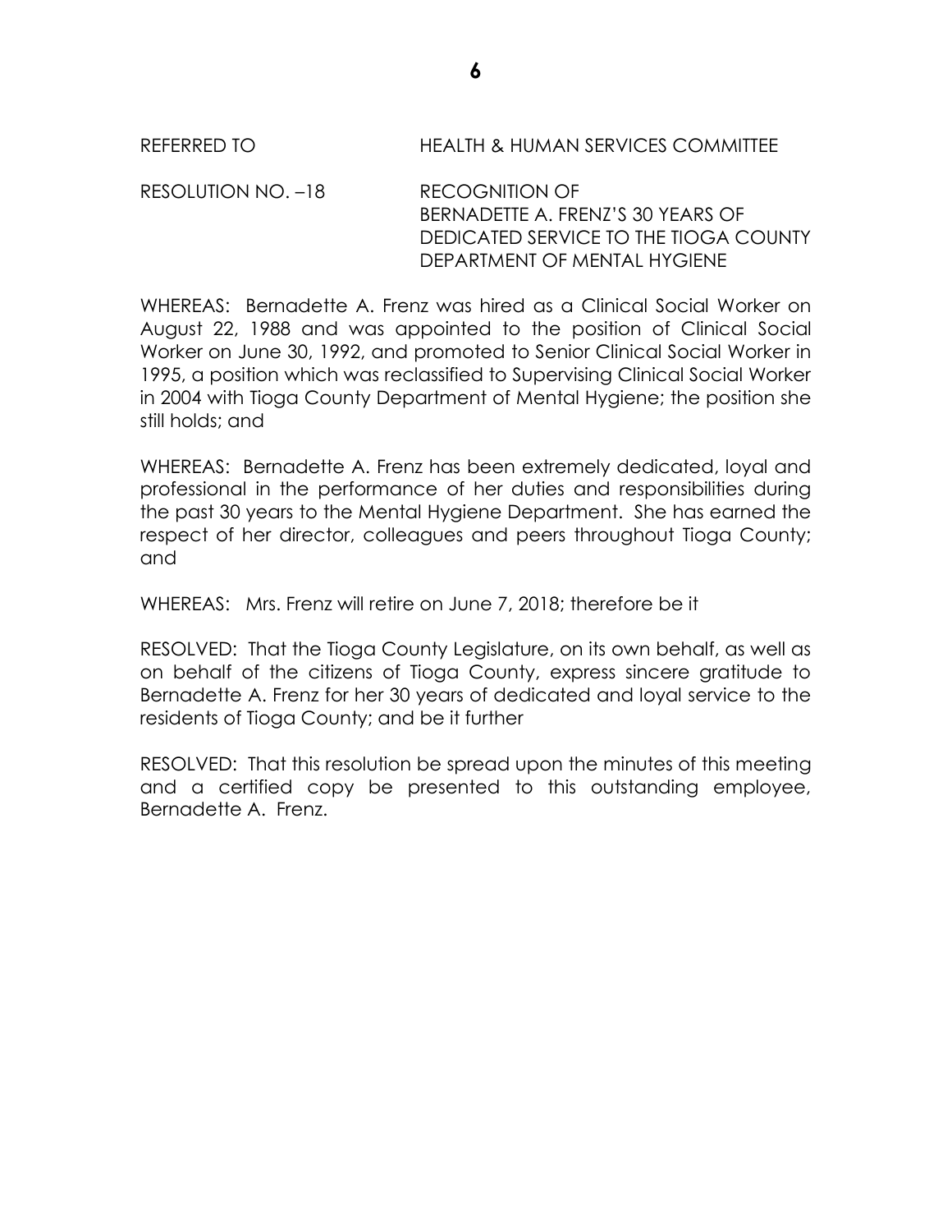REFERRED TO HEALTH & HUMAN SERVICES COMMITTEE

RESOLUTION NO. –18 RECOGNITION OF
BERNADETTE A. FRENZ'S 30 YEARS OF
DEDICATED SERVICE TO THE TIOGA COUNTY
DEPARTMENT OF MENTAL HYGIENE

WHEREAS: Bernadette A. Frenz was hired as a Clinical Social Worker on August 22, 1988 and was appointed to the position of Clinical Social Worker on June 30, 1992, and promoted to Senior Clinical Social Worker in 1995, a position which was reclassified to Supervising Clinical Social Worker in 2004 with Tioga County Department of Mental Hygiene; the position she still holds; and

WHEREAS: Bernadette A. Frenz has been extremely dedicated, loyal and professional in the performance of her duties and responsibilities during the past 30 years to the Mental Hygiene Department. She has earned the respect of her director, colleagues and peers throughout Tioga County; and

WHEREAS: Mrs. Frenz will retire on June 7, 2018; therefore be it

RESOLVED: That the Tioga County Legislature, on its own behalf, as well as on behalf of the citizens of Tioga County, express sincere gratitude to Bernadette A. Frenz for her 30 years of dedicated and loyal service to the residents of Tioga County; and be it further

RESOLVED: That this resolution be spread upon the minutes of this meeting and a certified copy be presented to this outstanding employee, Bernadette A. Frenz.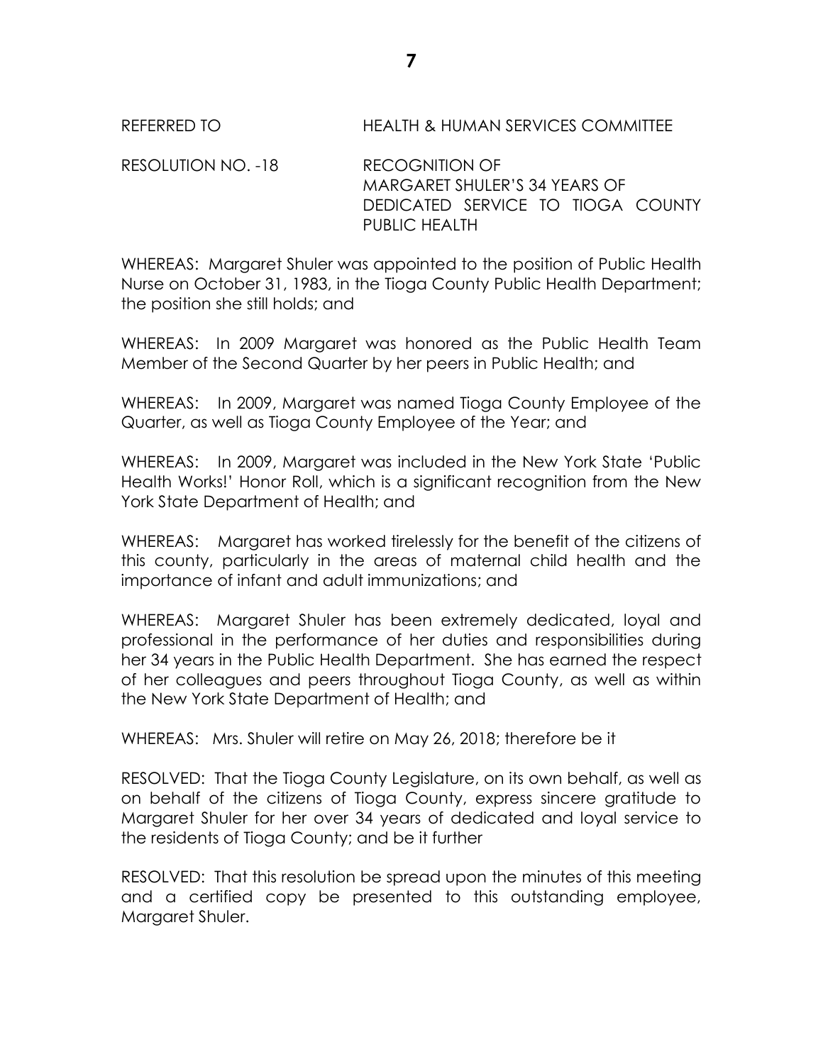REFERRED TO HEALTH & HUMAN SERVICES COMMITTEE

RESOLUTION NO. -18 RECOGNITION OF MARGARET SHULER'S 34 YEARS OF DEDICATED SERVICE TO TIOGA COUNTY PUBLIC HEALTH

WHEREAS: Margaret Shuler was appointed to the position of Public Health Nurse on October 31, 1983, in the Tioga County Public Health Department; the position she still holds; and

WHEREAS: In 2009 Margaret was honored as the Public Health Team Member of the Second Quarter by her peers in Public Health; and

WHEREAS: In 2009, Margaret was named Tioga County Employee of the Quarter, as well as Tioga County Employee of the Year; and

WHEREAS: In 2009, Margaret was included in the New York State 'Public Health Works!' Honor Roll, which is a significant recognition from the New York State Department of Health; and

WHEREAS: Margaret has worked tirelessly for the benefit of the citizens of this county, particularly in the areas of maternal child health and the importance of infant and adult immunizations; and

WHEREAS: Margaret Shuler has been extremely dedicated, loyal and professional in the performance of her duties and responsibilities during her 34 years in the Public Health Department. She has earned the respect of her colleagues and peers throughout Tioga County, as well as within the New York State Department of Health; and

WHEREAS: Mrs. Shuler will retire on May 26, 2018; therefore be it

RESOLVED: That the Tioga County Legislature, on its own behalf, as well as on behalf of the citizens of Tioga County, express sincere gratitude to Margaret Shuler for her over 34 years of dedicated and loyal service to the residents of Tioga County; and be it further

RESOLVED: That this resolution be spread upon the minutes of this meeting and a certified copy be presented to this outstanding employee, Margaret Shuler.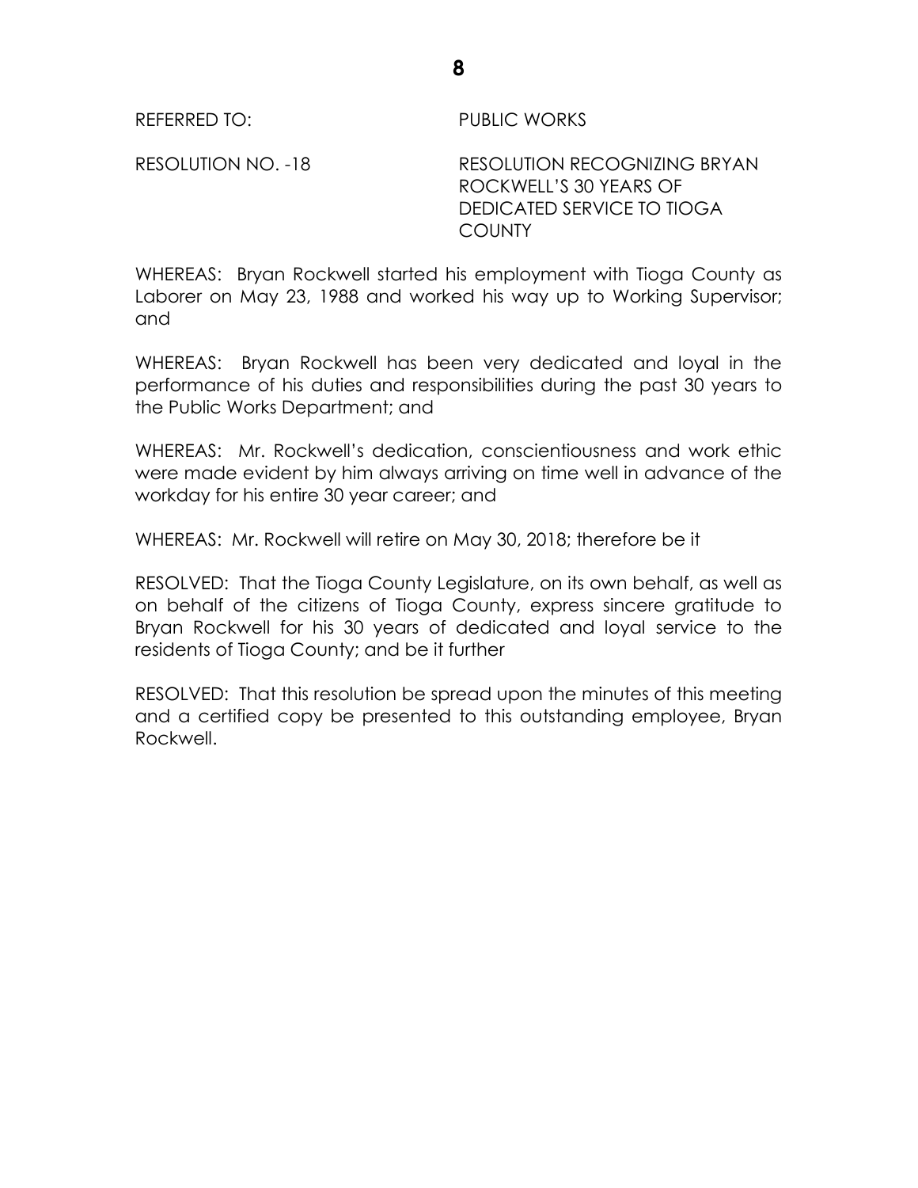REFERRED TO: PUBLIC WORKS

RESOLUTION NO. -18 RESOLUTION RECOGNIZING BRYAN ROCKWELL'S 30 YEARS OF DEDICATED SERVICE TO TIOGA COUNTY

WHEREAS: Bryan Rockwell started his employment with Tioga County as Laborer on May 23, 1988 and worked his way up to Working Supervisor; and

WHEREAS: Bryan Rockwell has been very dedicated and loyal in the performance of his duties and responsibilities during the past 30 years to the Public Works Department; and

WHEREAS: Mr. Rockwell's dedication, conscientiousness and work ethic were made evident by him always arriving on time well in advance of the workday for his entire 30 year career; and

WHEREAS: Mr. Rockwell will retire on May 30, 2018; therefore be it

RESOLVED: That the Tioga County Legislature, on its own behalf, as well as on behalf of the citizens of Tioga County, express sincere gratitude to Bryan Rockwell for his 30 years of dedicated and loyal service to the residents of Tioga County; and be it further

RESOLVED: That this resolution be spread upon the minutes of this meeting and a certified copy be presented to this outstanding employee, Bryan Rockwell.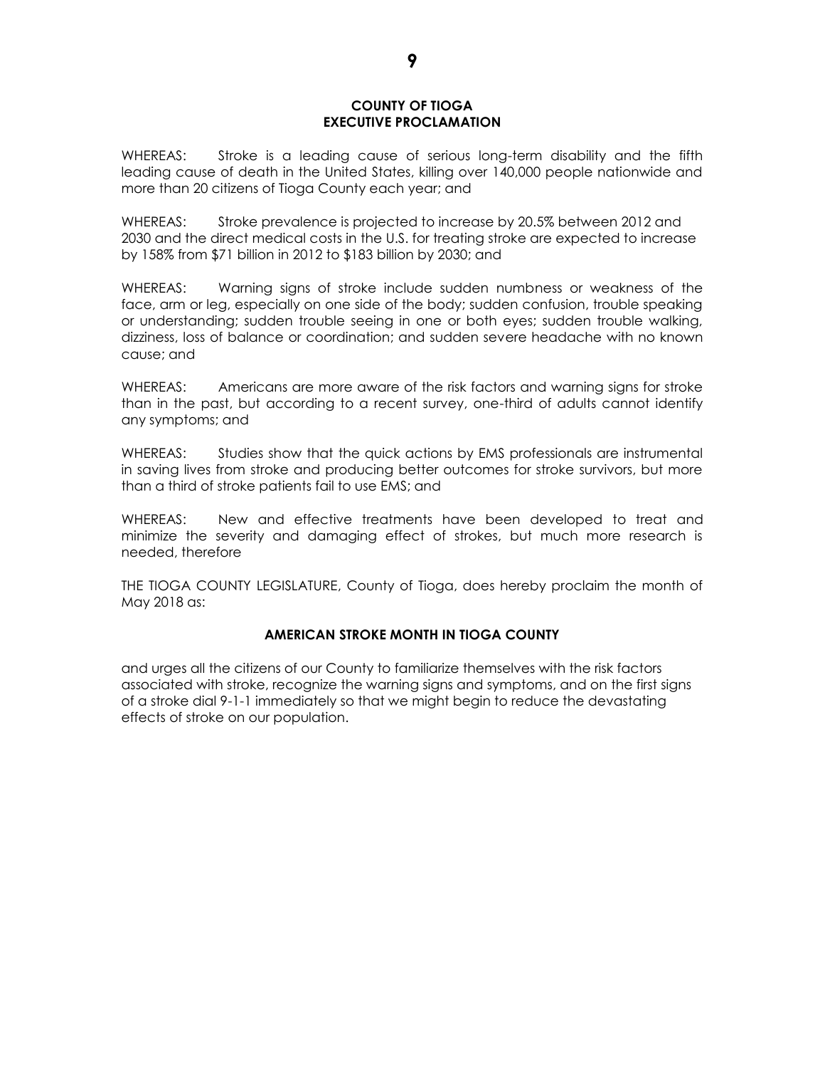**COUNTY OF TIOGA**
**EXECUTIVE PROCLAMATION**

WHEREAS: Stroke is a leading cause of serious long-term disability and the fifth leading cause of death in the United States, killing over 140,000 people nationwide and more than 20 citizens of Tioga County each year; and

WHEREAS: Stroke prevalence is projected to increase by 20.5% between 2012 and 2030 and the direct medical costs in the U.S. for treating stroke are expected to increase by 158% from $71 billion in 2012 to $183 billion by 2030; and

WHEREAS: Warning signs of stroke include sudden numbness or weakness of the face, arm or leg, especially on one side of the body; sudden confusion, trouble speaking or understanding; sudden trouble seeing in one or both eyes; sudden trouble walking, dizziness, loss of balance or coordination; and sudden severe headache with no known cause; and

WHEREAS: Americans are more aware of the risk factors and warning signs for stroke than in the past, but according to a recent survey, one-third of adults cannot identify any symptoms; and

WHEREAS: Studies show that the quick actions by EMS professionals are instrumental in saving lives from stroke and producing better outcomes for stroke survivors, but more than a third of stroke patients fail to use EMS; and

WHEREAS: New and effective treatments have been developed to treat and minimize the severity and damaging effect of strokes, but much more research is needed, therefore

THE TIOGA COUNTY LEGISLATURE, County of Tioga, does hereby proclaim the month of May 2018 as:

**AMERICAN STROKE MONTH IN TIOGA COUNTY**

and urges all the citizens of our County to familiarize themselves with the risk factors associated with stroke, recognize the warning signs and symptoms, and on the first signs of a stroke dial 9-1-1 immediately so that we might begin to reduce the devastating effects of stroke on our population.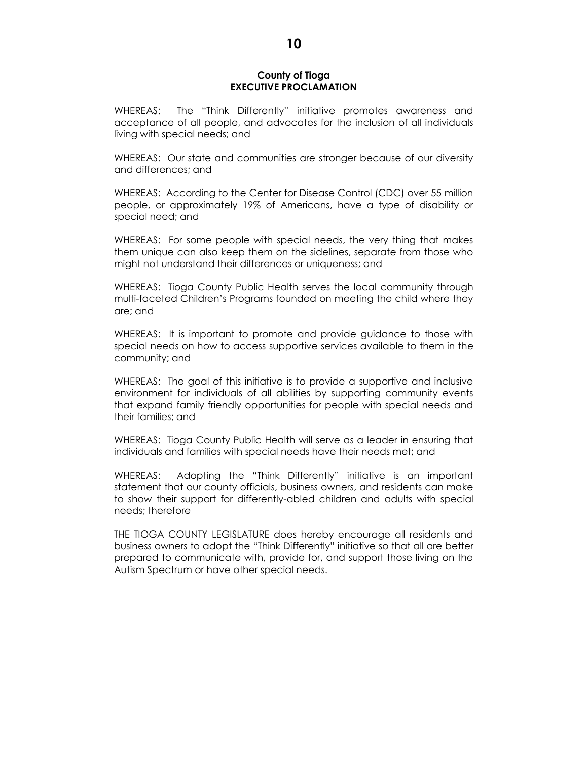**County of Tioga**
**EXECUTIVE PROCLAMATION**

WHEREAS: The "Think Differently" initiative promotes awareness and acceptance of all people, and advocates for the inclusion of all individuals living with special needs; and

WHEREAS: Our state and communities are stronger because of our diversity and differences; and

WHEREAS: According to the Center for Disease Control (CDC) over 55 million people, or approximately 19% of Americans, have a type of disability or special need; and

WHEREAS: For some people with special needs, the very thing that makes them unique can also keep them on the sidelines, separate from those who might not understand their differences or uniqueness; and

WHEREAS: Tioga County Public Health serves the local community through multi-faceted Children's Programs founded on meeting the child where they are; and

WHEREAS: It is important to promote and provide guidance to those with special needs on how to access supportive services available to them in the community; and

WHEREAS: The goal of this initiative is to provide a supportive and inclusive environment for individuals of all abilities by supporting community events that expand family friendly opportunities for people with special needs and their families; and

WHEREAS: Tioga County Public Health will serve as a leader in ensuring that individuals and families with special needs have their needs met; and

WHEREAS: Adopting the "Think Differently" initiative is an important statement that our county officials, business owners, and residents can make to show their support for differently-abled children and adults with special needs; therefore

THE TIOGA COUNTY LEGISLATURE does hereby encourage all residents and business owners to adopt the "Think Differently" initiative so that all are better prepared to communicate with, provide for, and support those living on the Autism Spectrum or have other special needs.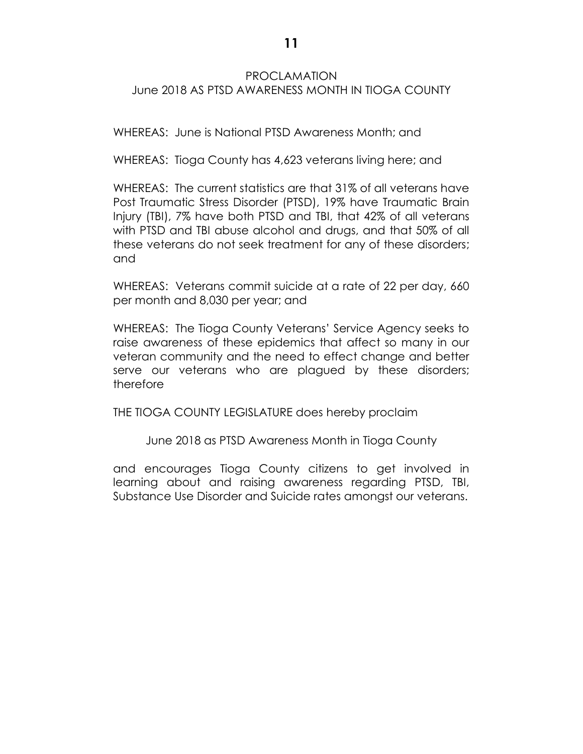# PROCLAMATION
## June 2018 AS PTSD AWARENESS MONTH IN TIOGA COUNTY

WHEREAS: June is National PTSD Awareness Month; and

WHEREAS: Tioga County has 4,623 veterans living here; and

WHEREAS: The current statistics are that 31% of all veterans have Post Traumatic Stress Disorder (PTSD), 19% have Traumatic Brain Injury (TBI), 7% have both PTSD and TBI, that 42% of all veterans with PTSD and TBI abuse alcohol and drugs, and that 50% of all these veterans do not seek treatment for any of these disorders; and

WHEREAS: Veterans commit suicide at a rate of 22 per day, 660 per month and 8,030 per year; and

WHEREAS: The Tioga County Veterans' Service Agency seeks to raise awareness of these epidemics that affect so many in our veteran community and the need to effect change and better serve our veterans who are plagued by these disorders; therefore

THE TIOGA COUNTY LEGISLATURE does hereby proclaim

June 2018 as PTSD Awareness Month in Tioga County

and encourages Tioga County citizens to get involved in learning about and raising awareness regarding PTSD, TBI, Substance Use Disorder and Suicide rates amongst our veterans.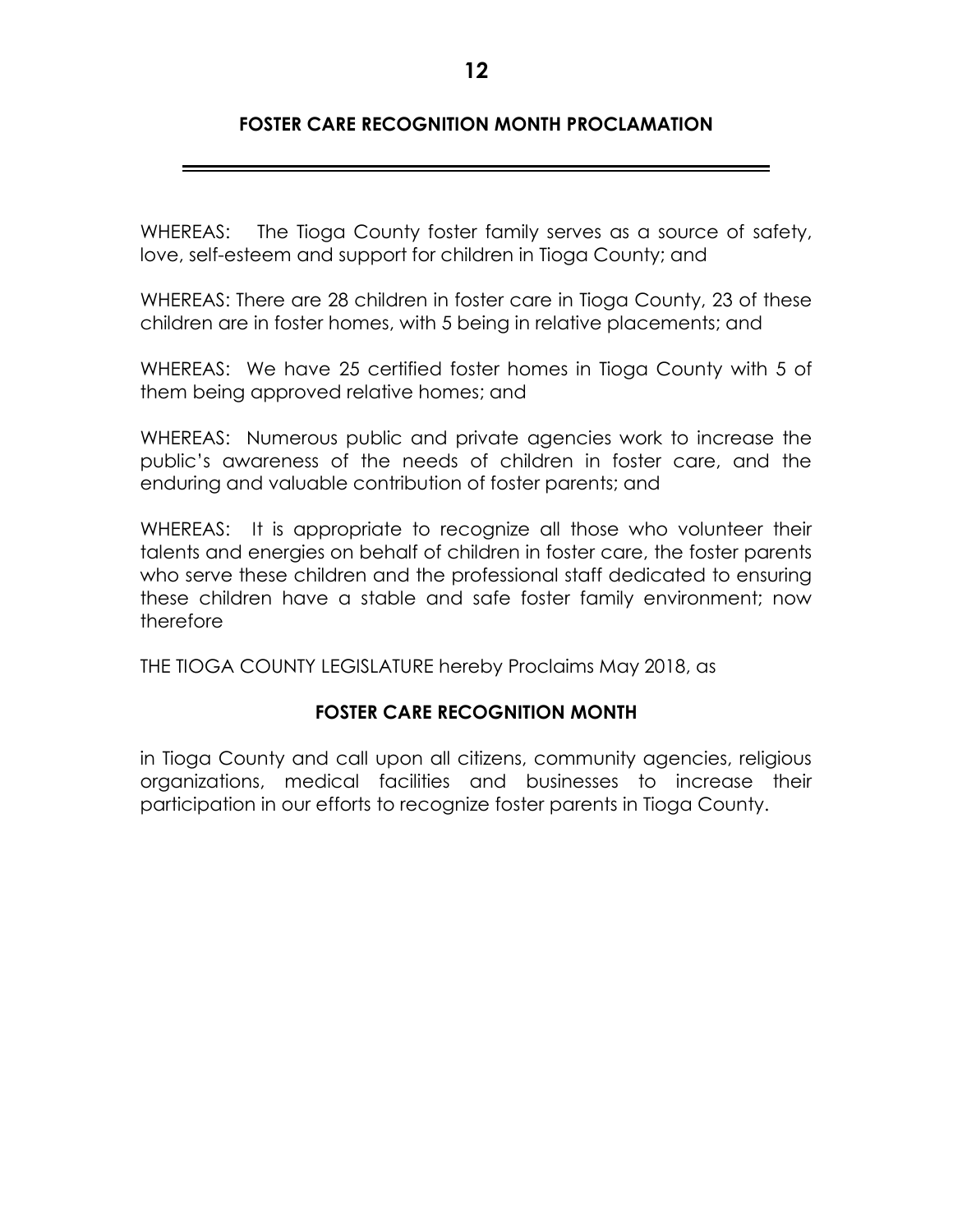## FOSTER CARE RECOGNITION MONTH PROCLAMATION

---

WHEREAS: The Tioga County foster family serves as a source of safety, love, self-esteem and support for children in Tioga County; and

WHEREAS: There are 28 children in foster care in Tioga County, 23 of these children are in foster homes, with 5 being in relative placements; and

WHEREAS: We have 25 certified foster homes in Tioga County with 5 of them being approved relative homes; and

WHEREAS: Numerous public and private agencies work to increase the public's awareness of the needs of children in foster care, and the enduring and valuable contribution of foster parents; and

WHEREAS: It is appropriate to recognize all those who volunteer their talents and energies on behalf of children in foster care, the foster parents who serve these children and the professional staff dedicated to ensuring these children have a stable and safe foster family environment; now therefore

THE TIOGA COUNTY LEGISLATURE hereby Proclaims May 2018, as

**FOSTER CARE RECOGNITION MONTH**

in Tioga County and call upon all citizens, community agencies, religious organizations, medical facilities and businesses to increase their participation in our efforts to recognize foster parents in Tioga County.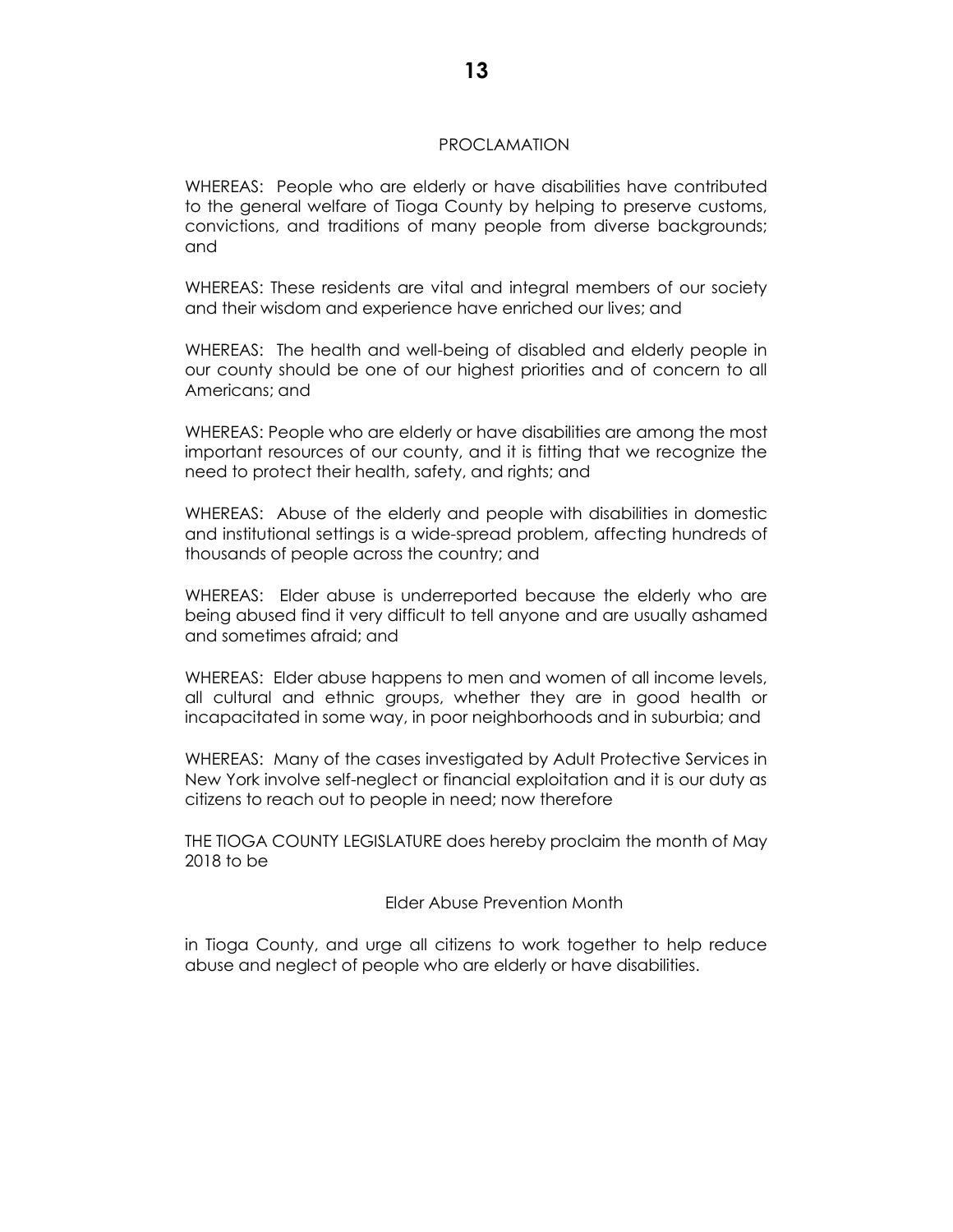# PROCLAMATION

WHEREAS: People who are elderly or have disabilities have contributed to the general welfare of Tioga County by helping to preserve customs, convictions, and traditions of many people from diverse backgrounds; and

WHEREAS: These residents are vital and integral members of our society and their wisdom and experience have enriched our lives; and

WHEREAS: The health and well-being of disabled and elderly people in our county should be one of our highest priorities and of concern to all Americans; and

WHEREAS: People who are elderly or have disabilities are among the most important resources of our county, and it is fitting that we recognize the need to protect their health, safety, and rights; and

WHEREAS: Abuse of the elderly and people with disabilities in domestic and institutional settings is a wide-spread problem, affecting hundreds of thousands of people across the country; and

WHEREAS: Elder abuse is underreported because the elderly who are being abused find it very difficult to tell anyone and are usually ashamed and sometimes afraid; and

WHEREAS: Elder abuse happens to men and women of all income levels, all cultural and ethnic groups, whether they are in good health or incapacitated in some way, in poor neighborhoods and in suburbia; and

WHEREAS: Many of the cases investigated by Adult Protective Services in New York involve self-neglect or financial exploitation and it is our duty as citizens to reach out to people in need; now therefore

THE TIOGA COUNTY LEGISLATURE does hereby proclaim the month of May 2018 to be

Elder Abuse Prevention Month

in Tioga County, and urge all citizens to work together to help reduce abuse and neglect of people who are elderly or have disabilities.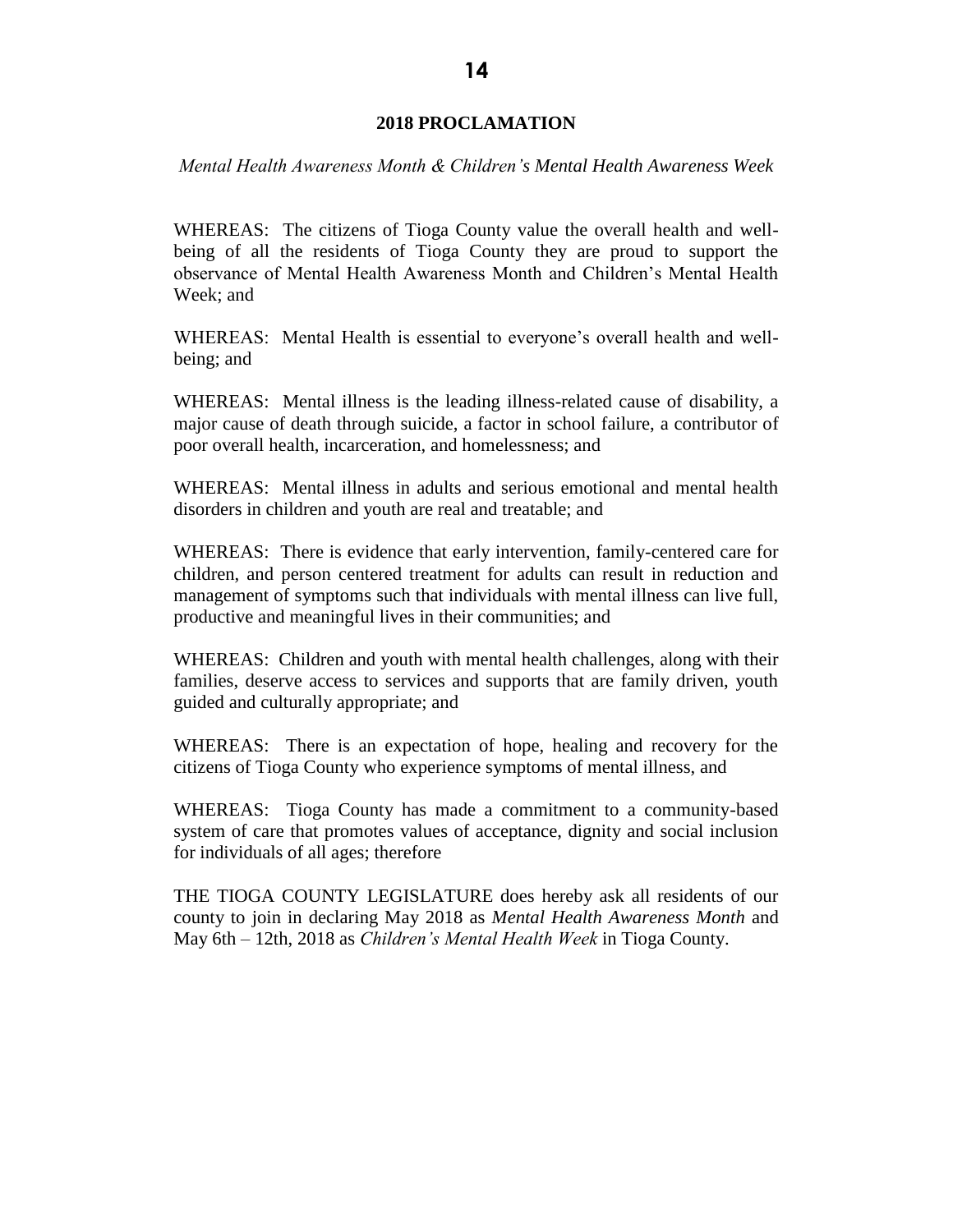## 2018 PROCLAMATION

*Mental Health Awareness Month & Children's Mental Health Awareness Week*

WHEREAS: The citizens of Tioga County value the overall health and well-being of all the residents of Tioga County they are proud to support the observance of Mental Health Awareness Month and Children's Mental Health Week; and

WHEREAS: Mental Health is essential to everyone's overall health and well-being; and

WHEREAS: Mental illness is the leading illness-related cause of disability, a major cause of death through suicide, a factor in school failure, a contributor of poor overall health, incarceration, and homelessness; and

WHEREAS: Mental illness in adults and serious emotional and mental health disorders in children and youth are real and treatable; and

WHEREAS: There is evidence that early intervention, family-centered care for children, and person centered treatment for adults can result in reduction and management of symptoms such that individuals with mental illness can live full, productive and meaningful lives in their communities; and

WHEREAS: Children and youth with mental health challenges, along with their families, deserve access to services and supports that are family driven, youth guided and culturally appropriate; and

WHEREAS: There is an expectation of hope, healing and recovery for the citizens of Tioga County who experience symptoms of mental illness, and

WHEREAS: Tioga County has made a commitment to a community-based system of care that promotes values of acceptance, dignity and social inclusion for individuals of all ages; therefore

THE TIOGA COUNTY LEGISLATURE does hereby ask all residents of our county to join in declaring May 2018 as *Mental Health Awareness Month* and May 6th – 12th, 2018 as *Children's Mental Health Week* in Tioga County.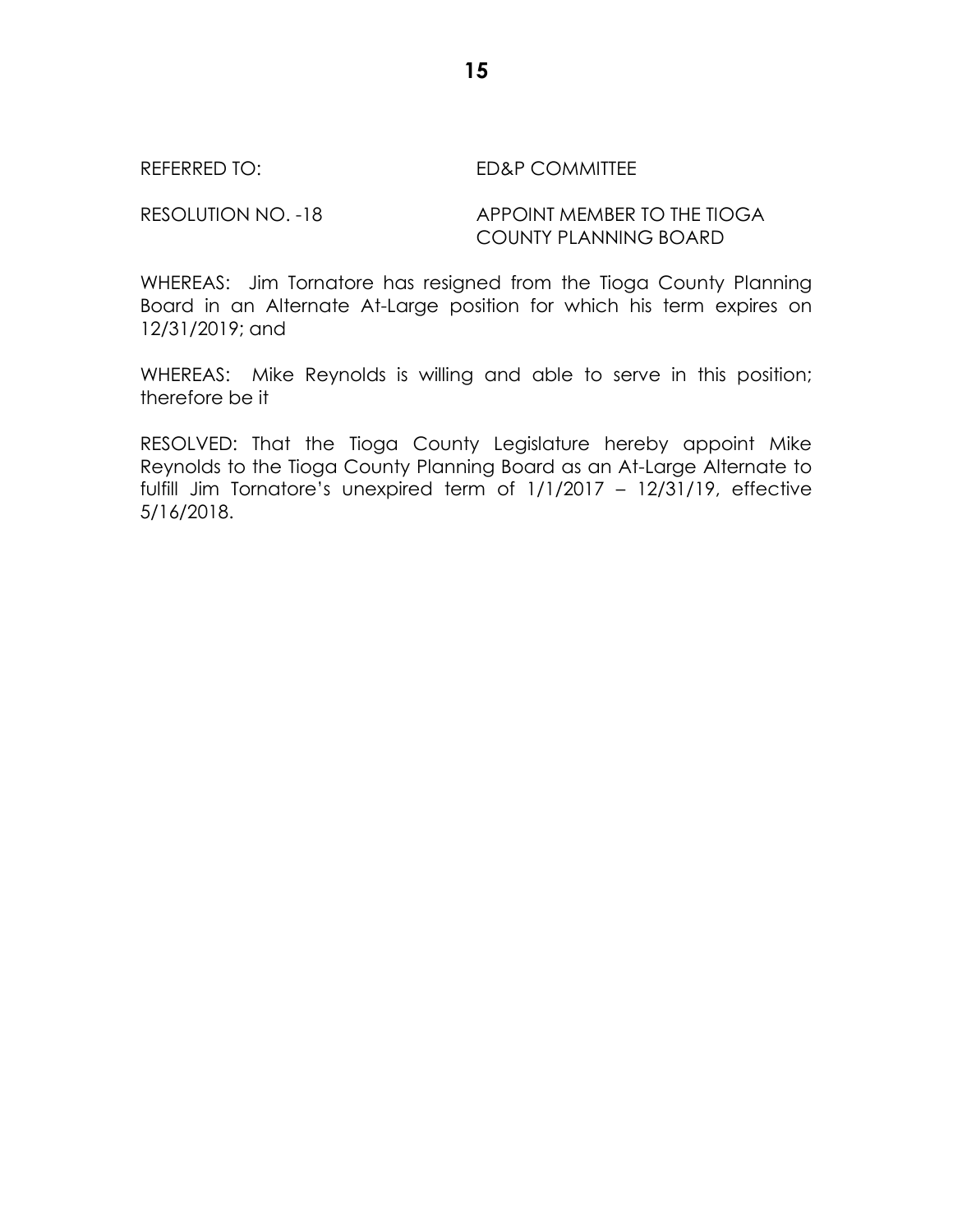REFERRED TO: ED&P COMMITTEE

RESOLUTION NO. -18 APPOINT MEMBER TO THE TIOGA COUNTY PLANNING BOARD

WHEREAS: Jim Tornatore has resigned from the Tioga County Planning Board in an Alternate At-Large position for which his term expires on 12/31/2019; and

WHEREAS: Mike Reynolds is willing and able to serve in this position; therefore be it

RESOLVED: That the Tioga County Legislature hereby appoint Mike Reynolds to the Tioga County Planning Board as an At-Large Alternate to fulfill Jim Tornatore's unexpired term of 1/1/2017 – 12/31/19, effective 5/16/2018.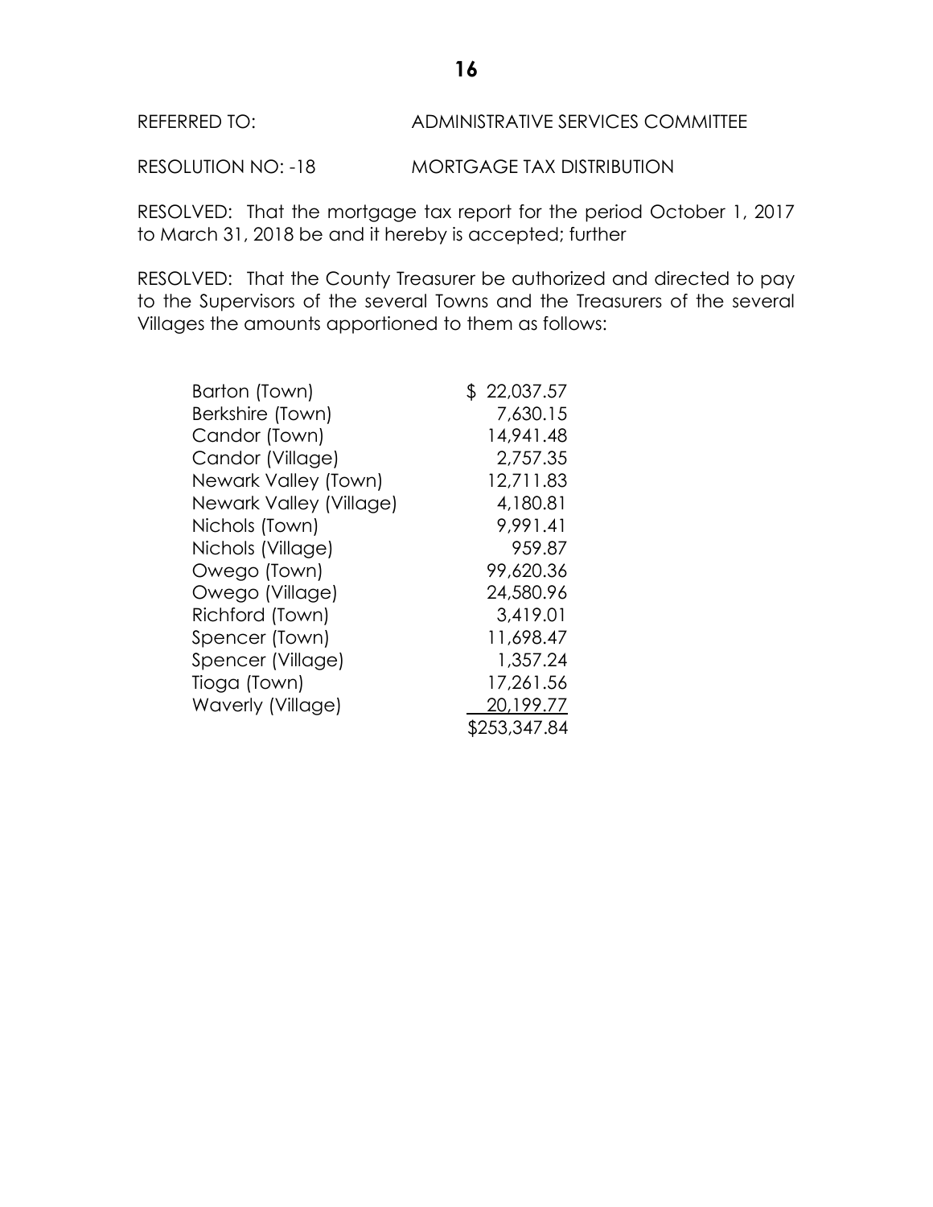REFERRED TO: ADMINISTRATIVE SERVICES COMMITTEE

RESOLUTION NO: -18 MORTGAGE TAX DISTRIBUTION

RESOLVED: That the mortgage tax report for the period October 1, 2017 to March 31, 2018 be and it hereby is accepted; further

RESOLVED: That the County Treasurer be authorized and directed to pay to the Supervisors of the several Towns and the Treasurers of the several Villages the amounts apportioned to them as follows:

| | |
|---|---|
| Barton (Town) | $ 22,037.57 |
| Berkshire (Town) | 7,630.15 |
| Candor (Town) | 14,941.48 |
| Candor (Village) | 2,757.35 |
| Newark Valley (Town) | 12,711.83 |
| Newark Valley (Village) | 4,180.81 |
| Nichols (Town) | 9,991.41 |
| Nichols (Village) | 959.87 |
| Owego (Town) | 99,620.36 |
| Owego (Village) | 24,580.96 |
| Richford (Town) | 3,419.01 |
| Spencer (Town) | 11,698.47 |
| Spencer (Village) | 1,357.24 |
| Tioga (Town) | 17,261.56 |
| Waverly (Village) | 20,199.77 |
| | $253,347.84 |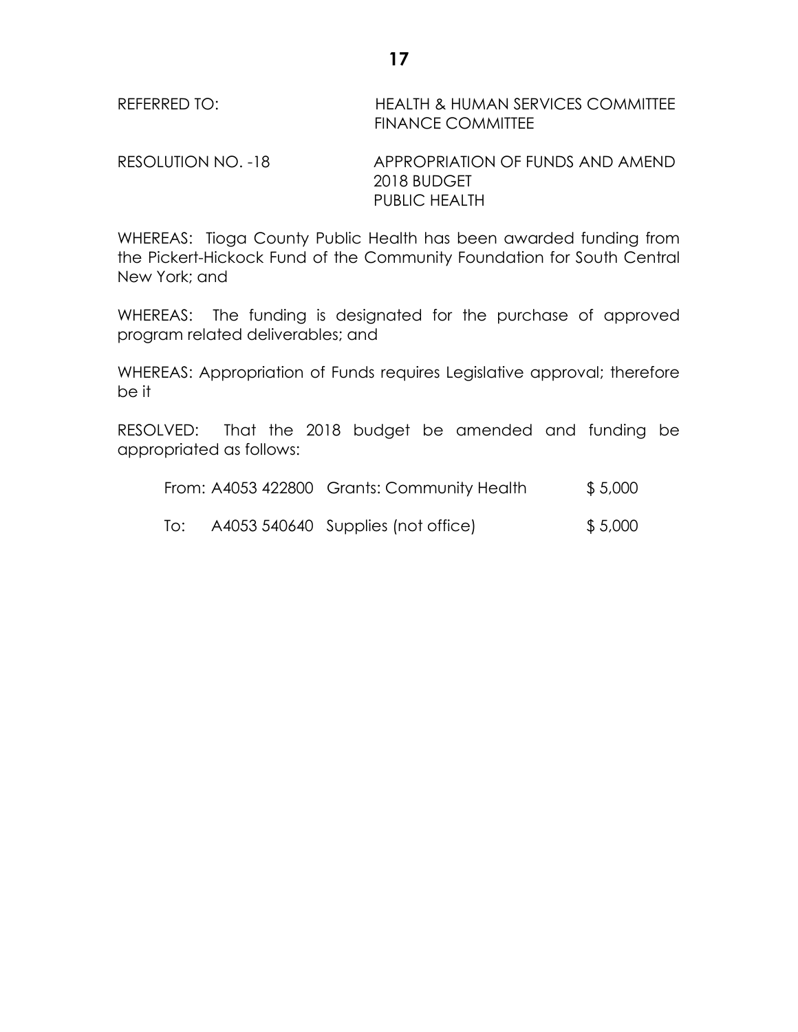REFERRED TO: HEALTH & HUMAN SERVICES COMMITTEE
FINANCE COMMITTEE

RESOLUTION NO. -18 APPROPRIATION OF FUNDS AND AMEND 2018 BUDGET PUBLIC HEALTH

WHEREAS: Tioga County Public Health has been awarded funding from the Pickert-Hickock Fund of the Community Foundation for South Central New York; and

WHEREAS: The funding is designated for the purchase of approved program related deliverables; and

WHEREAS: Appropriation of Funds requires Legislative approval; therefore be it

RESOLVED: That the 2018 budget be amended and funding be appropriated as follows:

| | Account | Description | Amount |
|---|---|---|---|
| From: | A4053 422800 | Grants: Community Health | $ 5,000 |
| To: | A4053 540640 | Supplies (not office) | $ 5,000 |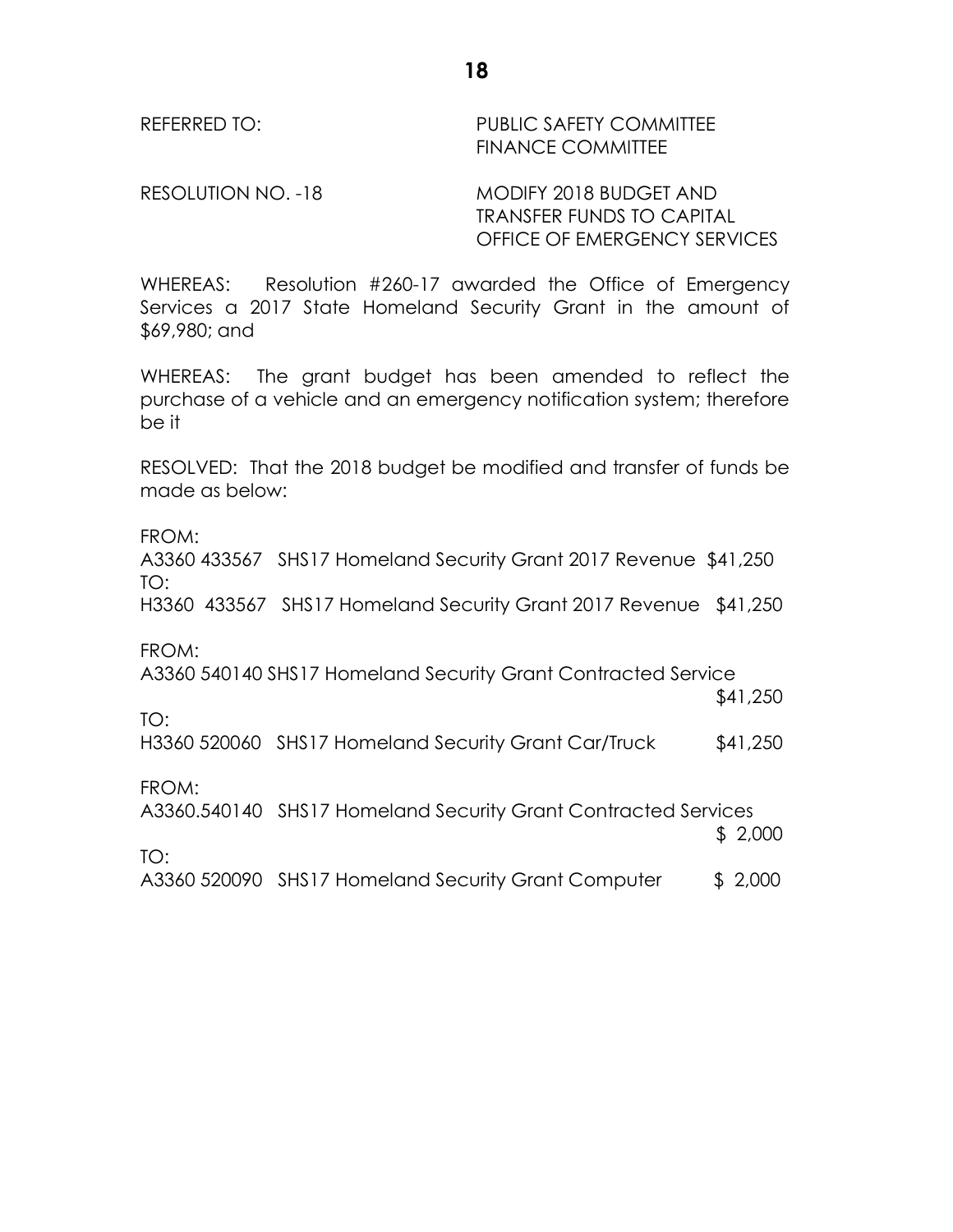REFERRED TO: PUBLIC SAFETY COMMITTEE
FINANCE COMMITTEE

RESOLUTION NO. -18 MODIFY 2018 BUDGET AND TRANSFER FUNDS TO CAPITAL OFFICE OF EMERGENCY SERVICES

WHEREAS: Resolution #260-17 awarded the Office of Emergency Services a 2017 State Homeland Security Grant in the amount of $69,980; and

WHEREAS: The grant budget has been amended to reflect the purchase of a vehicle and an emergency notification system; therefore be it

RESOLVED: That the 2018 budget be modified and transfer of funds be made as below:

FROM:
A3360 433567 SHS17 Homeland Security Grant 2017 Revenue $41,250
TO:
H3360 433567 SHS17 Homeland Security Grant 2017 Revenue $41,250

FROM:
A3360 540140 SHS17 Homeland Security Grant Contracted Service $41,250
TO:
H3360 520060 SHS17 Homeland Security Grant Car/Truck $41,250

FROM:
A3360.540140 SHS17 Homeland Security Grant Contracted Services $ 2,000
TO:
A3360 520090 SHS17 Homeland Security Grant Computer $ 2,000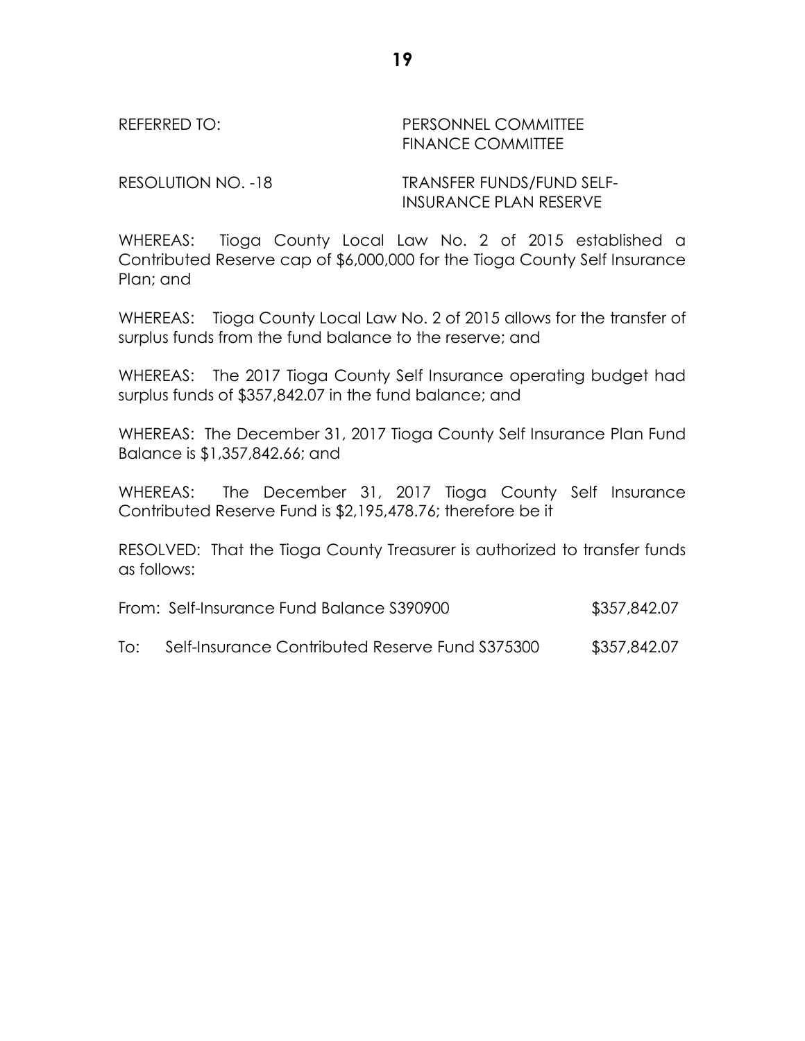REFERRED TO: PERSONNEL COMMITTEE
FINANCE COMMITTEE

RESOLUTION NO. -18 TRANSFER FUNDS/FUND SELF-INSURANCE PLAN RESERVE

WHEREAS: Tioga County Local Law No. 2 of 2015 established a Contributed Reserve cap of $6,000,000 for the Tioga County Self Insurance Plan; and

WHEREAS: Tioga County Local Law No. 2 of 2015 allows for the transfer of surplus funds from the fund balance to the reserve; and

WHEREAS: The 2017 Tioga County Self Insurance operating budget had surplus funds of $357,842.07 in the fund balance; and

WHEREAS: The December 31, 2017 Tioga County Self Insurance Plan Fund Balance is $1,357,842.66; and

WHEREAS: The December 31, 2017 Tioga County Self Insurance Contributed Reserve Fund is $2,195,478.76; therefore be it

RESOLVED: That the Tioga County Treasurer is authorized to transfer funds as follows:

| | | |
|---|---|---|
| From: | Self-Insurance Fund Balance S390900 | $357,842.07 |
| To: | Self-Insurance Contributed Reserve Fund S375300 | $357,842.07 |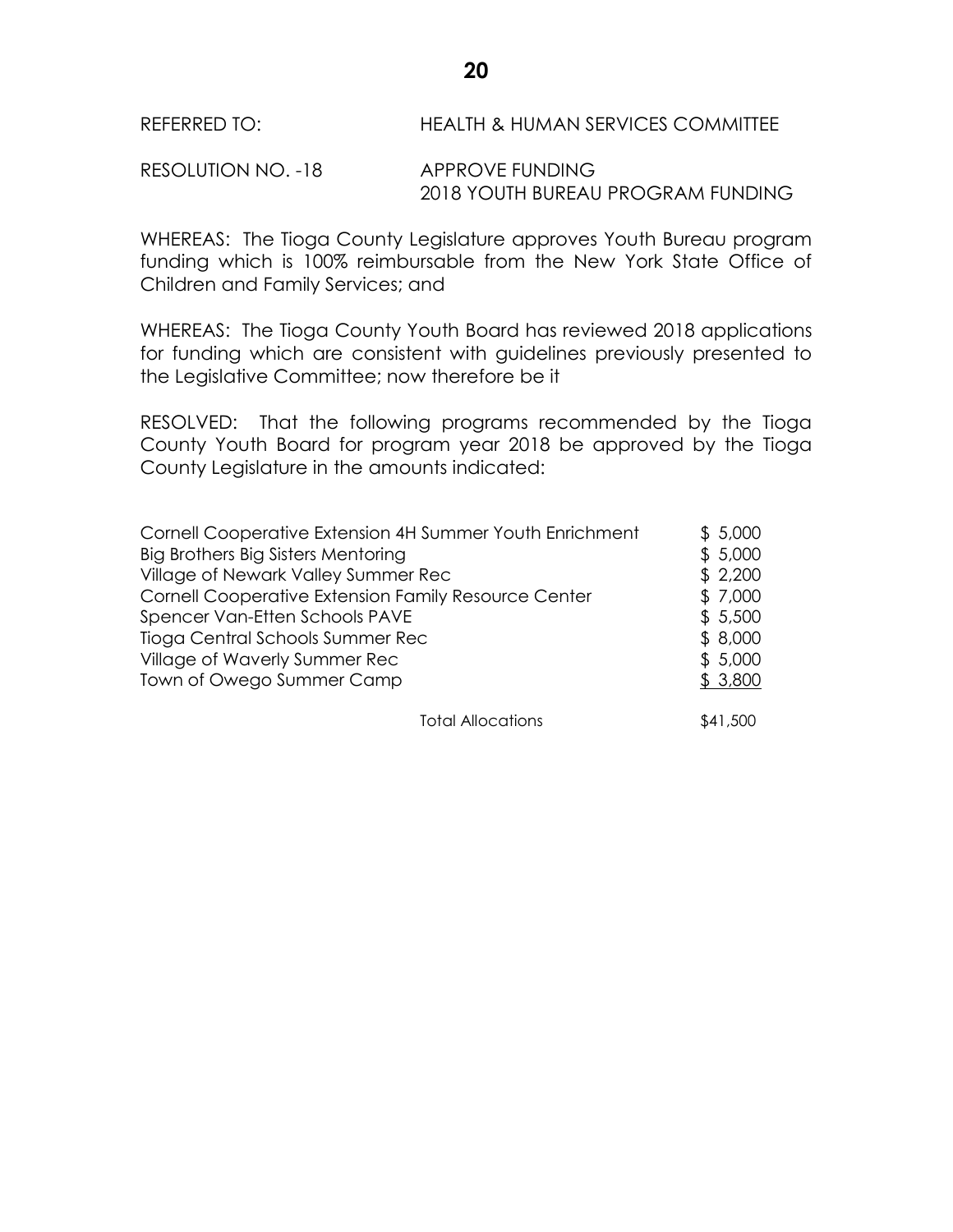REFERRED TO: HEALTH & HUMAN SERVICES COMMITTEE

RESOLUTION NO. -18 APPROVE FUNDING
2018 YOUTH BUREAU PROGRAM FUNDING

WHEREAS: The Tioga County Legislature approves Youth Bureau program funding which is 100% reimbursable from the New York State Office of Children and Family Services; and

WHEREAS: The Tioga County Youth Board has reviewed 2018 applications for funding which are consistent with guidelines previously presented to the Legislative Committee; now therefore be it

RESOLVED: That the following programs recommended by the Tioga County Youth Board for program year 2018 be approved by the Tioga County Legislature in the amounts indicated:

| Program | Amount |
|---|---|
| Cornell Cooperative Extension 4H Summer Youth Enrichment | $ 5,000 |
| Big Brothers Big Sisters Mentoring | $ 5,000 |
| Village of Newark Valley Summer Rec | $ 2,200 |
| Cornell Cooperative Extension Family Resource Center | $ 7,000 |
| Spencer Van-Etten Schools PAVE | $ 5,500 |
| Tioga Central Schools Summer Rec | $ 8,000 |
| Village of Waverly Summer Rec | $ 5,000 |
| Town of Owego Summer Camp | $ 3,800 |
| Total Allocations | $41,500 |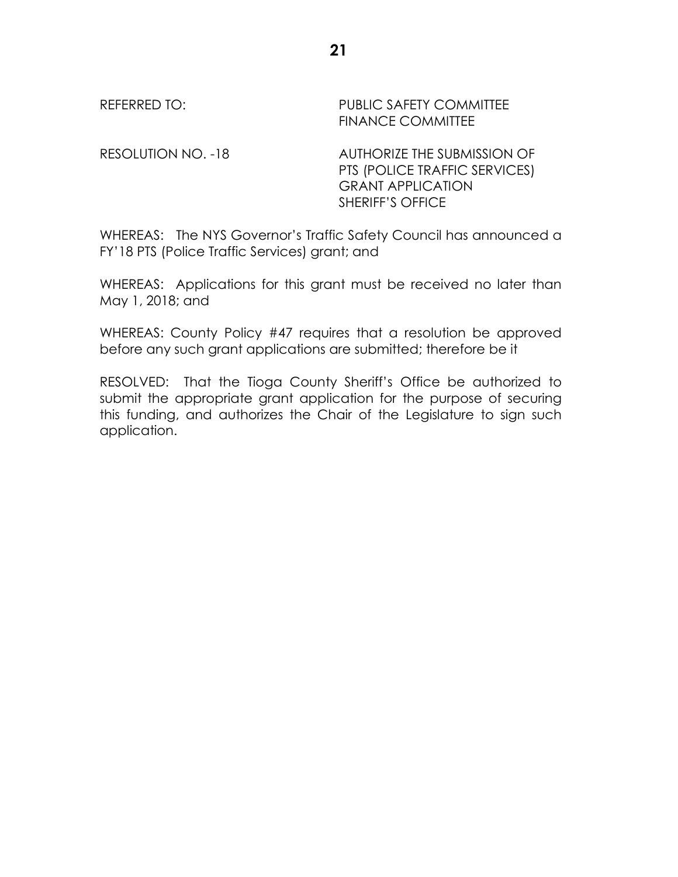REFERRED TO: PUBLIC SAFETY COMMITTEE
FINANCE COMMITTEE

RESOLUTION NO. -18 AUTHORIZE THE SUBMISSION OF PTS (POLICE TRAFFIC SERVICES) GRANT APPLICATION SHERIFF'S OFFICE

WHEREAS: The NYS Governor's Traffic Safety Council has announced a FY'18 PTS (Police Traffic Services) grant; and

WHEREAS: Applications for this grant must be received no later than May 1, 2018; and

WHEREAS: County Policy #47 requires that a resolution be approved before any such grant applications are submitted; therefore be it

RESOLVED: That the Tioga County Sheriff's Office be authorized to submit the appropriate grant application for the purpose of securing this funding, and authorizes the Chair of the Legislature to sign such application.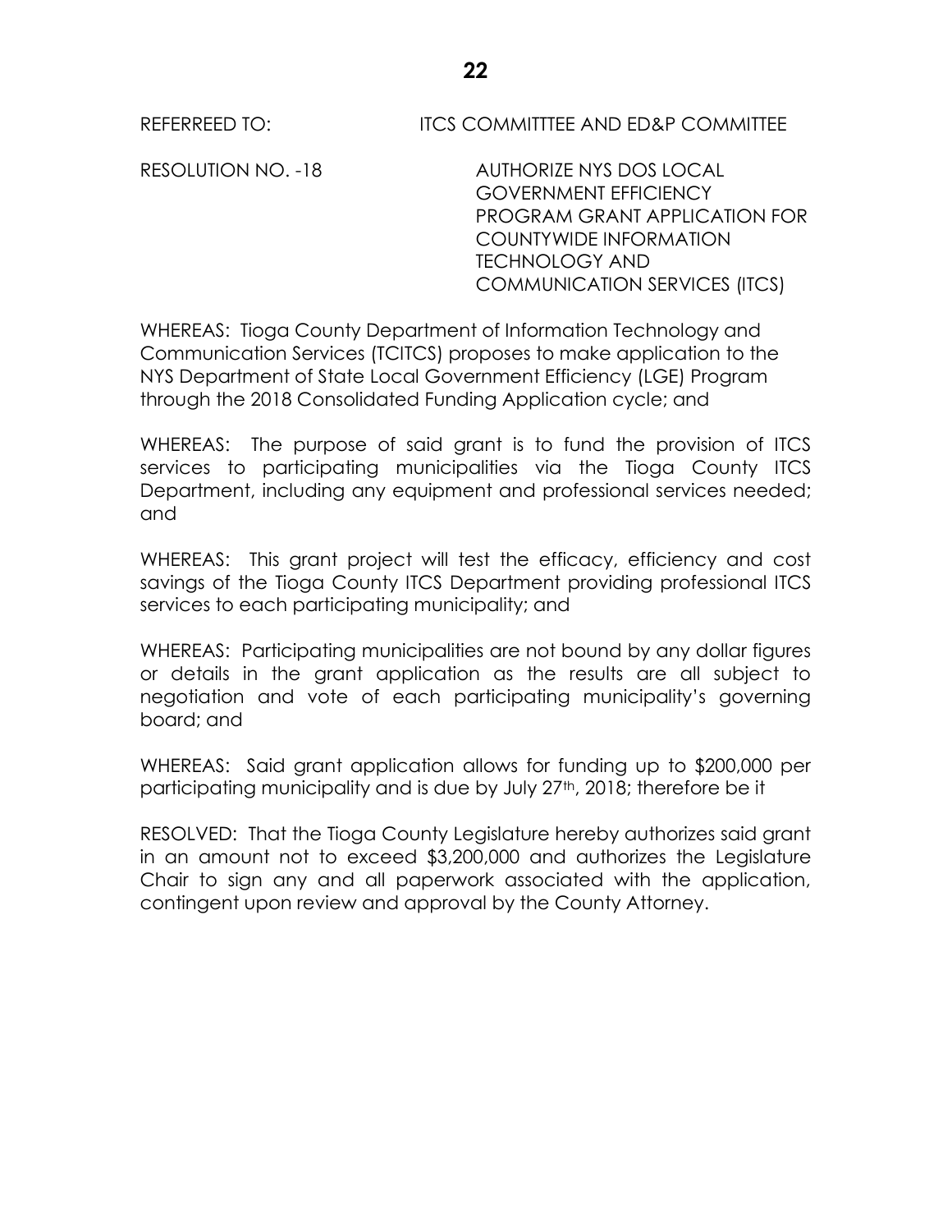REFERREED TO: ITCS COMMITTTEE AND ED&P COMMITTEE

RESOLUTION NO. -18 AUTHORIZE NYS DOS LOCAL GOVERNMENT EFFICIENCY PROGRAM GRANT APPLICATION FOR COUNTYWIDE INFORMATION TECHNOLOGY AND COMMUNICATION SERVICES (ITCS)

WHEREAS: Tioga County Department of Information Technology and Communication Services (TCITCS) proposes to make application to the NYS Department of State Local Government Efficiency (LGE) Program through the 2018 Consolidated Funding Application cycle; and

WHEREAS: The purpose of said grant is to fund the provision of ITCS services to participating municipalities via the Tioga County ITCS Department, including any equipment and professional services needed; and

WHEREAS: This grant project will test the efficacy, efficiency and cost savings of the Tioga County ITCS Department providing professional ITCS services to each participating municipality; and

WHEREAS: Participating municipalities are not bound by any dollar figures or details in the grant application as the results are all subject to negotiation and vote of each participating municipality's governing board; and

WHEREAS: Said grant application allows for funding up to $200,000 per participating municipality and is due by July 27th, 2018; therefore be it

RESOLVED: That the Tioga County Legislature hereby authorizes said grant in an amount not to exceed $3,200,000 and authorizes the Legislature Chair to sign any and all paperwork associated with the application, contingent upon review and approval by the County Attorney.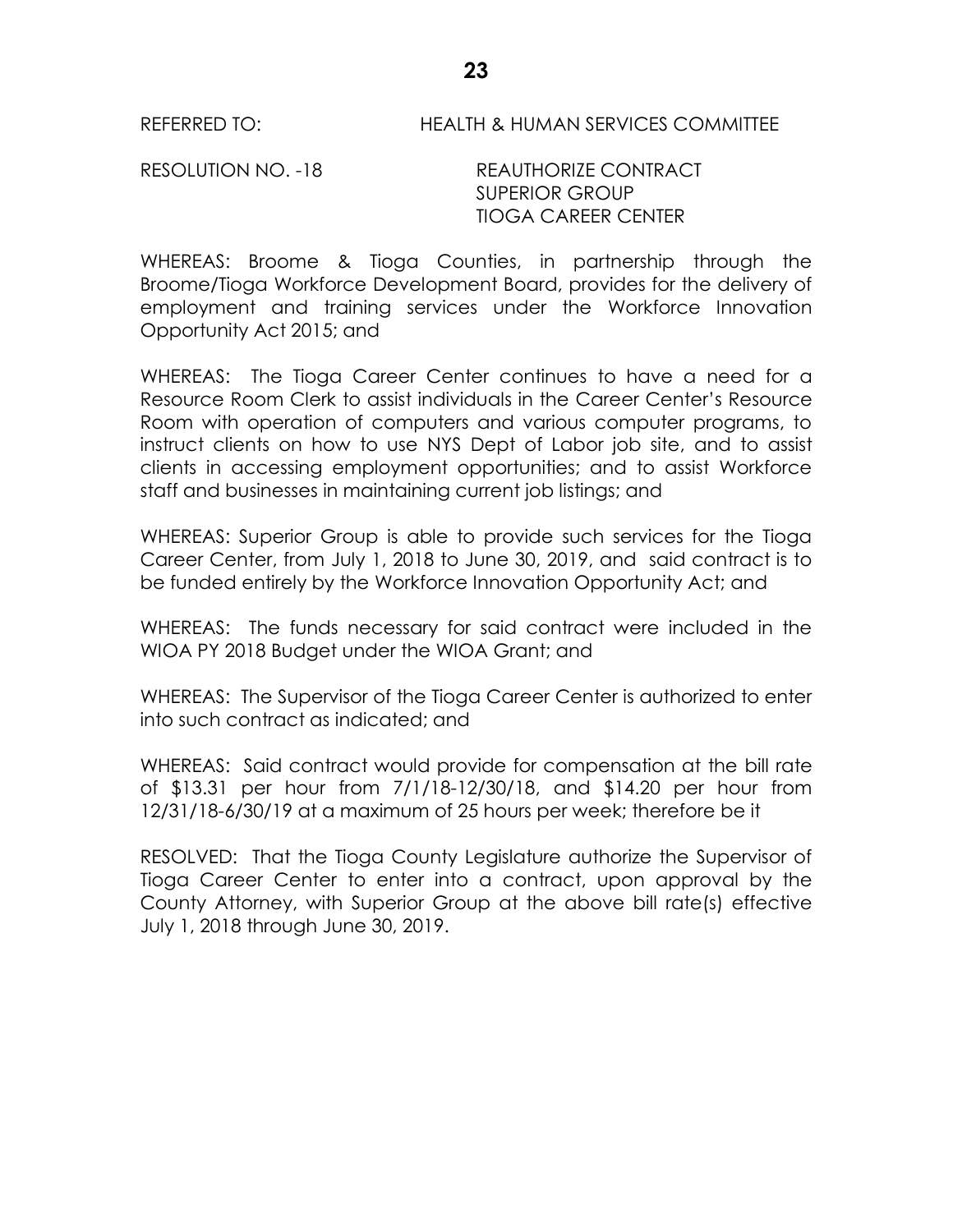REFERRED TO: HEALTH & HUMAN SERVICES COMMITTEE

RESOLUTION NO. -18 REAUTHORIZE CONTRACT
SUPERIOR GROUP
TIOGA CAREER CENTER

WHEREAS: Broome & Tioga Counties, in partnership through the Broome/Tioga Workforce Development Board, provides for the delivery of employment and training services under the Workforce Innovation Opportunity Act 2015; and

WHEREAS: The Tioga Career Center continues to have a need for a Resource Room Clerk to assist individuals in the Career Center's Resource Room with operation of computers and various computer programs, to instruct clients on how to use NYS Dept of Labor job site, and to assist clients in accessing employment opportunities; and to assist Workforce staff and businesses in maintaining current job listings; and

WHEREAS: Superior Group is able to provide such services for the Tioga Career Center, from July 1, 2018 to June 30, 2019, and said contract is to be funded entirely by the Workforce Innovation Opportunity Act; and

WHEREAS: The funds necessary for said contract were included in the WIOA PY 2018 Budget under the WIOA Grant; and

WHEREAS: The Supervisor of the Tioga Career Center is authorized to enter into such contract as indicated; and

WHEREAS: Said contract would provide for compensation at the bill rate of $13.31 per hour from 7/1/18-12/30/18, and $14.20 per hour from 12/31/18-6/30/19 at a maximum of 25 hours per week; therefore be it

RESOLVED: That the Tioga County Legislature authorize the Supervisor of Tioga Career Center to enter into a contract, upon approval by the County Attorney, with Superior Group at the above bill rate(s) effective July 1, 2018 through June 30, 2019.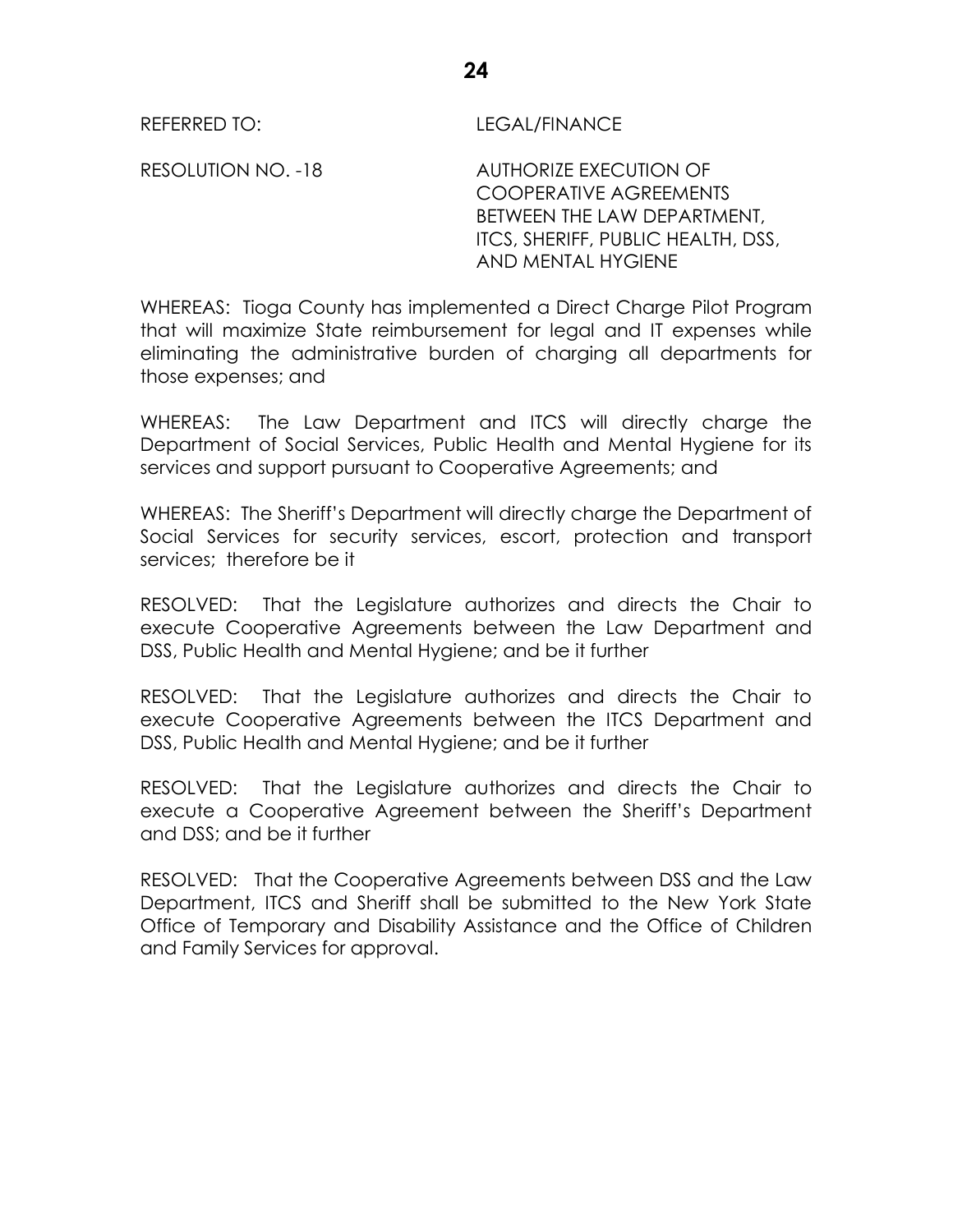REFERRED TO: LEGAL/FINANCE

RESOLUTION NO. -18 AUTHORIZE EXECUTION OF COOPERATIVE AGREEMENTS BETWEEN THE LAW DEPARTMENT, ITCS, SHERIFF, PUBLIC HEALTH, DSS, AND MENTAL HYGIENE

WHEREAS: Tioga County has implemented a Direct Charge Pilot Program that will maximize State reimbursement for legal and IT expenses while eliminating the administrative burden of charging all departments for those expenses; and

WHEREAS: The Law Department and ITCS will directly charge the Department of Social Services, Public Health and Mental Hygiene for its services and support pursuant to Cooperative Agreements; and

WHEREAS: The Sheriff's Department will directly charge the Department of Social Services for security services, escort, protection and transport services; therefore be it

RESOLVED: That the Legislature authorizes and directs the Chair to execute Cooperative Agreements between the Law Department and DSS, Public Health and Mental Hygiene; and be it further

RESOLVED: That the Legislature authorizes and directs the Chair to execute Cooperative Agreements between the ITCS Department and DSS, Public Health and Mental Hygiene; and be it further

RESOLVED: That the Legislature authorizes and directs the Chair to execute a Cooperative Agreement between the Sheriff's Department and DSS; and be it further

RESOLVED: That the Cooperative Agreements between DSS and the Law Department, ITCS and Sheriff shall be submitted to the New York State Office of Temporary and Disability Assistance and the Office of Children and Family Services for approval.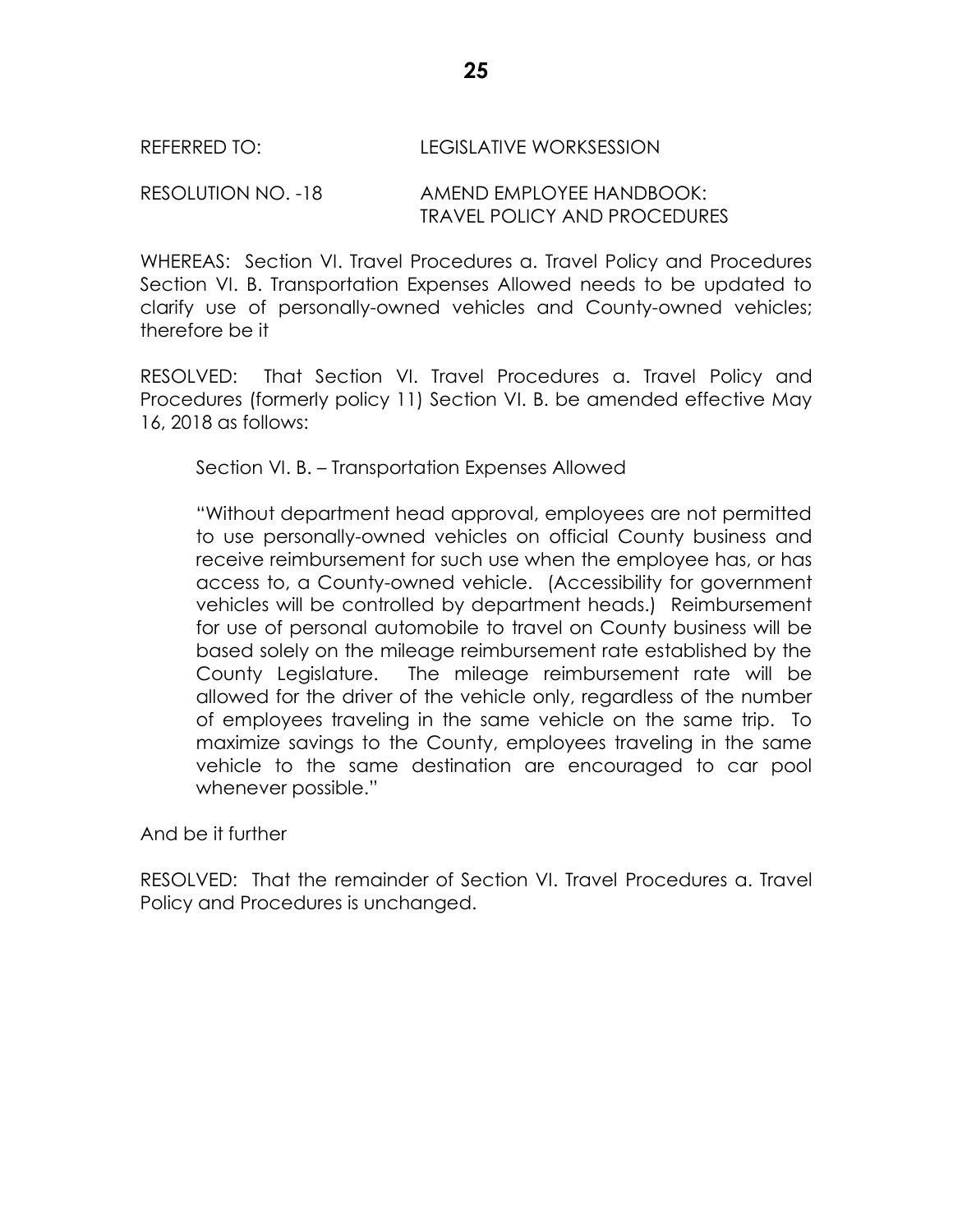REFERRED TO: LEGISLATIVE WORKSESSION

RESOLUTION NO. -18 AMEND EMPLOYEE HANDBOOK: TRAVEL POLICY AND PROCEDURES

WHEREAS: Section VI. Travel Procedures a. Travel Policy and Procedures Section VI. B. Transportation Expenses Allowed needs to be updated to clarify use of personally-owned vehicles and County-owned vehicles; therefore be it

RESOLVED: That Section VI. Travel Procedures a. Travel Policy and Procedures (formerly policy 11) Section VI. B. be amended effective May 16, 2018 as follows:

> Section VI. B. – Transportation Expenses Allowed
>
> "Without department head approval, employees are not permitted to use personally-owned vehicles on official County business and receive reimbursement for such use when the employee has, or has access to, a County-owned vehicle. (Accessibility for government vehicles will be controlled by department heads.) Reimbursement for use of personal automobile to travel on County business will be based solely on the mileage reimbursement rate established by the County Legislature. The mileage reimbursement rate will be allowed for the driver of the vehicle only, regardless of the number of employees traveling in the same vehicle on the same trip. To maximize savings to the County, employees traveling in the same vehicle to the same destination are encouraged to car pool whenever possible."

And be it further

RESOLVED: That the remainder of Section VI. Travel Procedures a. Travel Policy and Procedures is unchanged.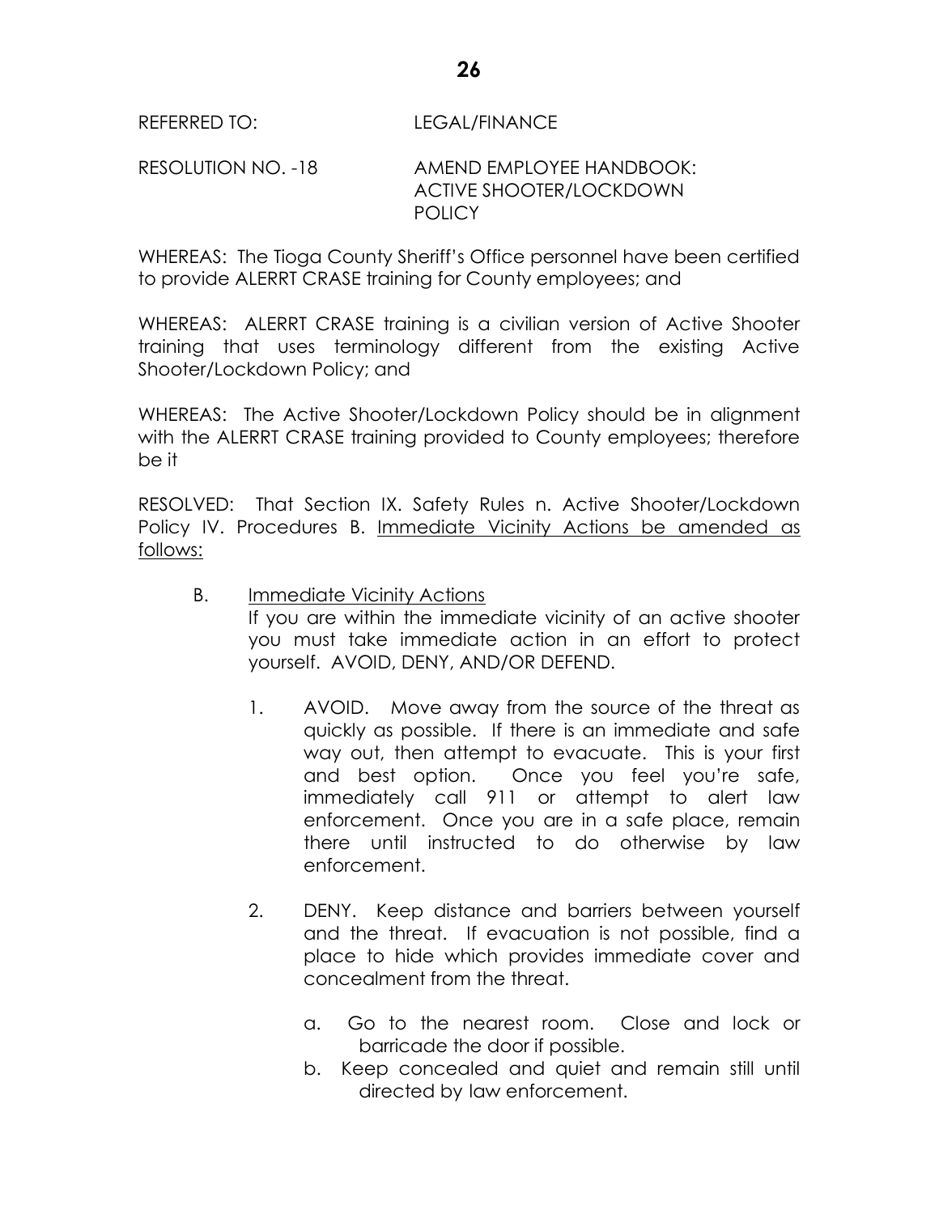REFERRED TO: LEGAL/FINANCE

RESOLUTION NO. -18 AMEND EMPLOYEE HANDBOOK: ACTIVE SHOOTER/LOCKDOWN POLICY

WHEREAS: The Tioga County Sheriff's Office personnel have been certified to provide ALERRT CRASE training for County employees; and

WHEREAS: ALERRT CRASE training is a civilian version of Active Shooter training that uses terminology different from the existing Active Shooter/Lockdown Policy; and

WHEREAS: The Active Shooter/Lockdown Policy should be in alignment with the ALERRT CRASE training provided to County employees; therefore be it

RESOLVED: That Section IX. Safety Rules n. Active Shooter/Lockdown Policy IV. Procedures B. <u>Immediate Vicinity Actions be amended as follows:</u>

B. <u>Immediate Vicinity Actions</u>
If you are within the immediate vicinity of an active shooter you must take immediate action in an effort to protect yourself. AVOID, DENY, AND/OR DEFEND.

1. AVOID. Move away from the source of the threat as quickly as possible. If there is an immediate and safe way out, then attempt to evacuate. This is your first and best option. Once you feel you're safe, immediately call 911 or attempt to alert law enforcement. Once you are in a safe place, remain there until instructed to do otherwise by law enforcement.

2. DENY. Keep distance and barriers between yourself and the threat. If evacuation is not possible, find a place to hide which provides immediate cover and concealment from the threat.

   a. Go to the nearest room. Close and lock or barricade the door if possible.
   b. Keep concealed and quiet and remain still until directed by law enforcement.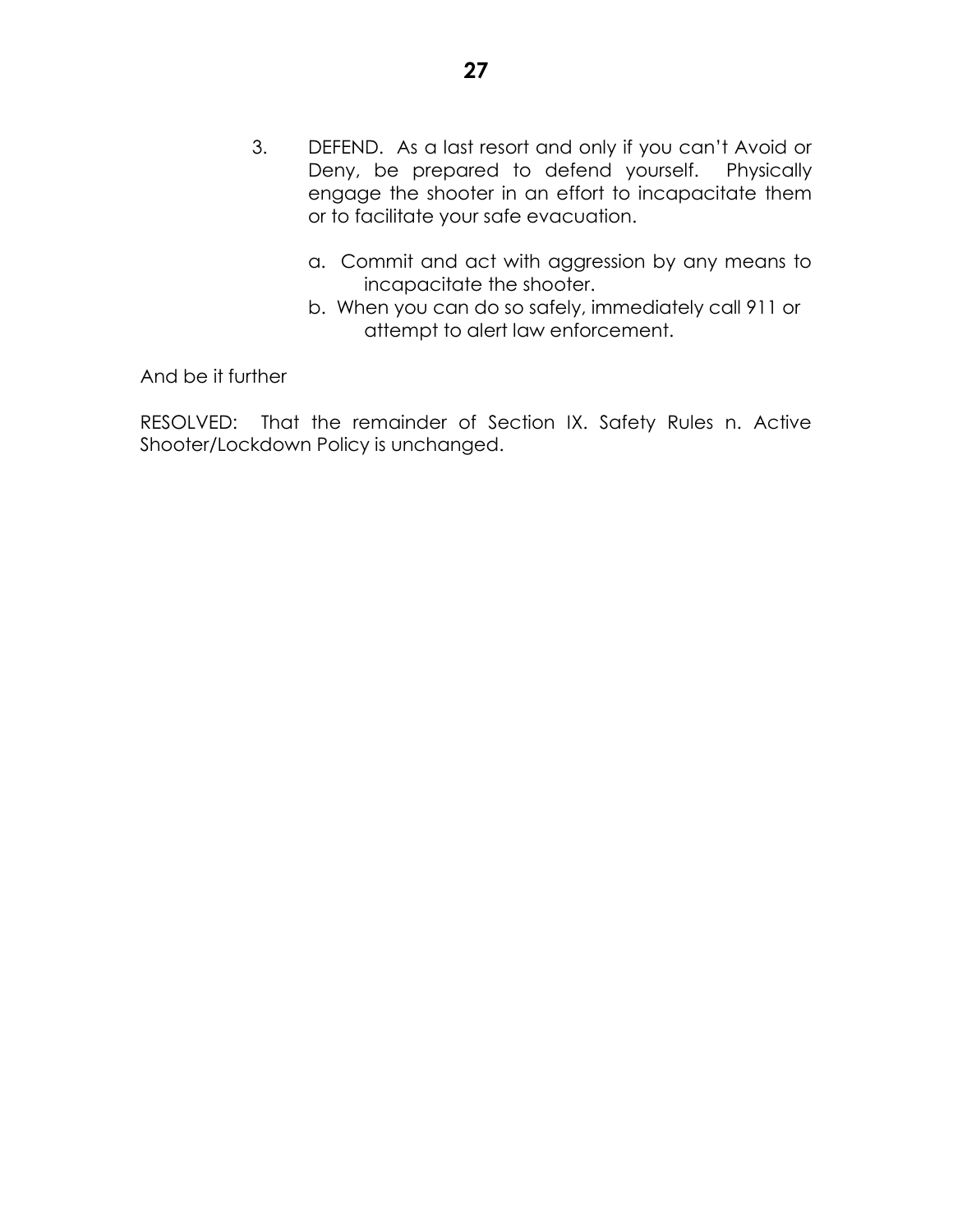3. DEFEND. As a last resort and only if you can't Avoid or Deny, be prepared to defend yourself. Physically engage the shooter in an effort to incapacitate them or to facilitate your safe evacuation.

   a. Commit and act with aggression by any means to incapacitate the shooter.
   b. When you can do so safely, immediately call 911 or attempt to alert law enforcement.

And be it further

RESOLVED: That the remainder of Section IX. Safety Rules n. Active Shooter/Lockdown Policy is unchanged.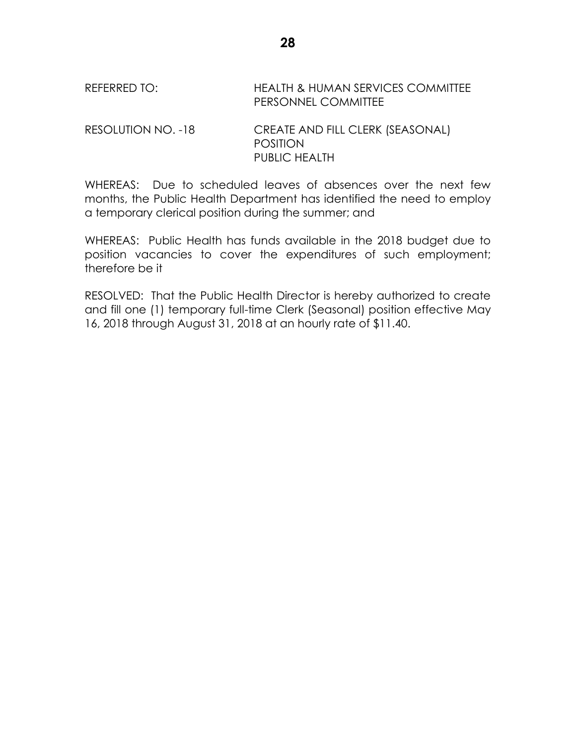REFERRED TO: HEALTH & HUMAN SERVICES COMMITTEE
PERSONNEL COMMITTEE

RESOLUTION NO. -18 CREATE AND FILL CLERK (SEASONAL) POSITION
PUBLIC HEALTH

WHEREAS: Due to scheduled leaves of absences over the next few months, the Public Health Department has identified the need to employ a temporary clerical position during the summer; and

WHEREAS: Public Health has funds available in the 2018 budget due to position vacancies to cover the expenditures of such employment; therefore be it

RESOLVED: That the Public Health Director is hereby authorized to create and fill one (1) temporary full-time Clerk (Seasonal) position effective May 16, 2018 through August 31, 2018 at an hourly rate of $11.40.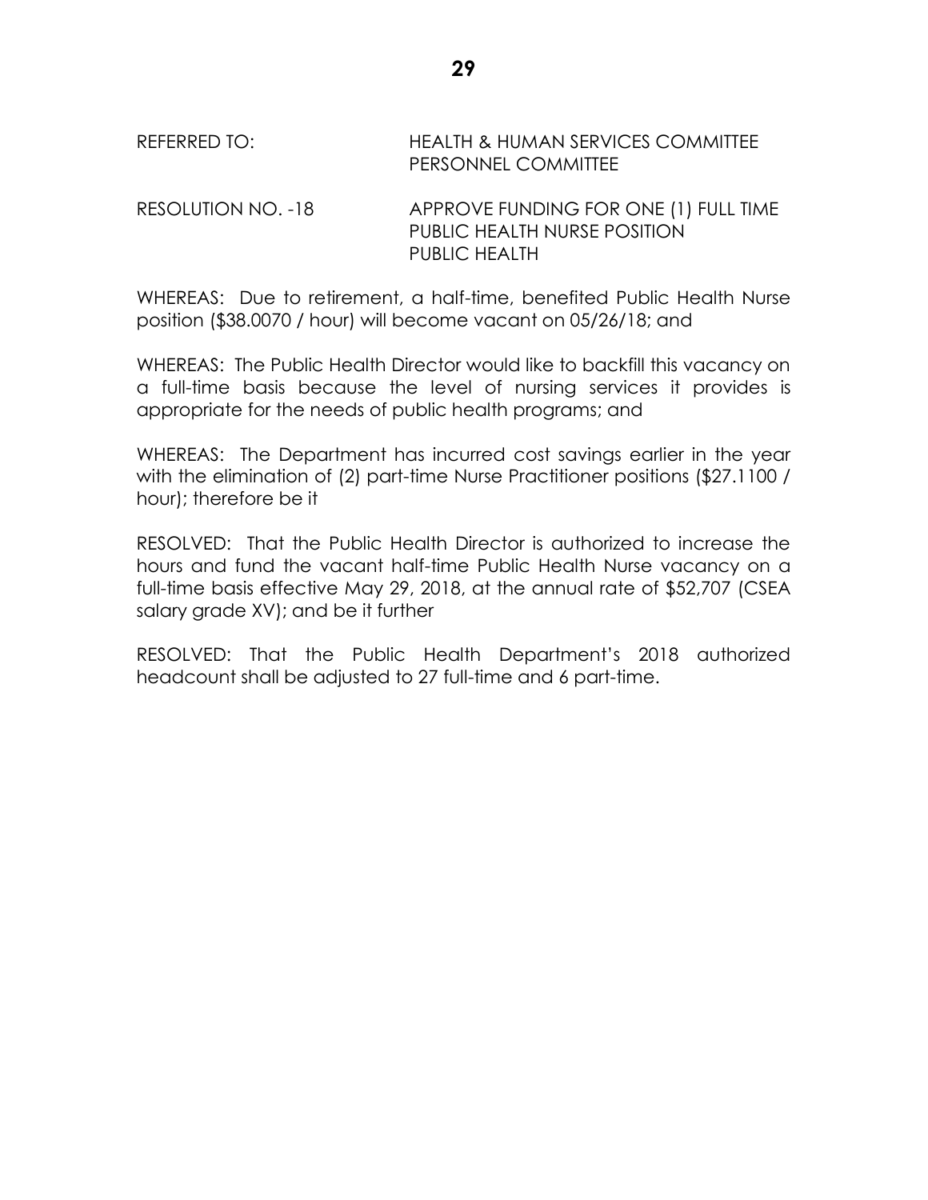REFERRED TO: HEALTH & HUMAN SERVICES COMMITTEE
PERSONNEL COMMITTEE

RESOLUTION NO. -18 APPROVE FUNDING FOR ONE (1) FULL TIME PUBLIC HEALTH NURSE POSITION
PUBLIC HEALTH

WHEREAS: Due to retirement, a half-time, benefited Public Health Nurse position ($38.0070 / hour) will become vacant on 05/26/18; and

WHEREAS: The Public Health Director would like to backfill this vacancy on a full-time basis because the level of nursing services it provides is appropriate for the needs of public health programs; and

WHEREAS: The Department has incurred cost savings earlier in the year with the elimination of (2) part-time Nurse Practitioner positions ($27.1100 / hour); therefore be it

RESOLVED: That the Public Health Director is authorized to increase the hours and fund the vacant half-time Public Health Nurse vacancy on a full-time basis effective May 29, 2018, at the annual rate of $52,707 (CSEA salary grade XV); and be it further

RESOLVED: That the Public Health Department's 2018 authorized headcount shall be adjusted to 27 full-time and 6 part-time.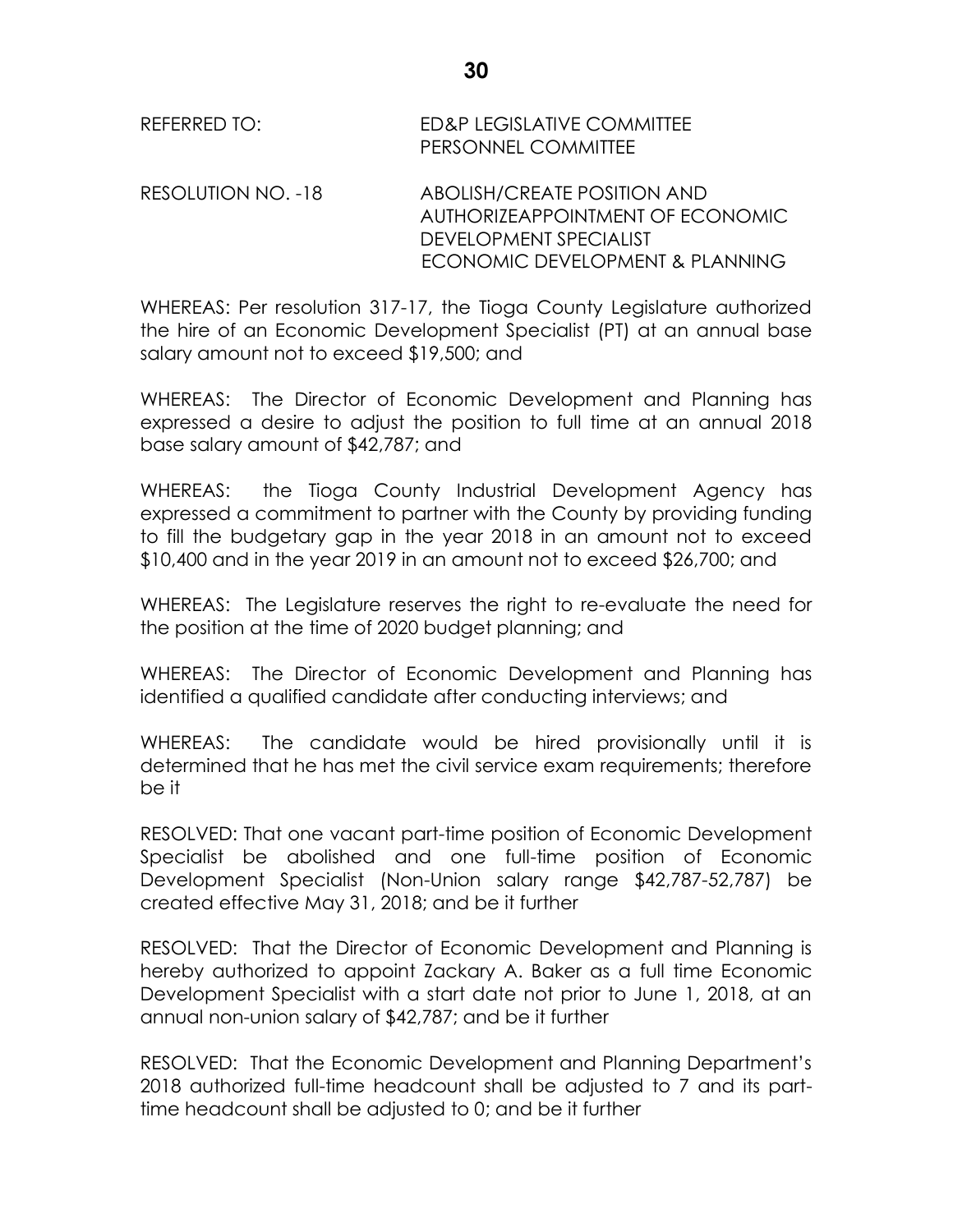REFERRED TO: ED&P LEGISLATIVE COMMITTEE
PERSONNEL COMMITTEE

RESOLUTION NO. -18 ABOLISH/CREATE POSITION AND AUTHORIZEAPPOINTMENT OF ECONOMIC DEVELOPMENT SPECIALIST ECONOMIC DEVELOPMENT & PLANNING

WHEREAS: Per resolution 317-17, the Tioga County Legislature authorized the hire of an Economic Development Specialist (PT) at an annual base salary amount not to exceed $19,500; and

WHEREAS: The Director of Economic Development and Planning has expressed a desire to adjust the position to full time at an annual 2018 base salary amount of $42,787; and

WHEREAS: the Tioga County Industrial Development Agency has expressed a commitment to partner with the County by providing funding to fill the budgetary gap in the year 2018 in an amount not to exceed $10,400 and in the year 2019 in an amount not to exceed $26,700; and

WHEREAS: The Legislature reserves the right to re-evaluate the need for the position at the time of 2020 budget planning; and

WHEREAS: The Director of Economic Development and Planning has identified a qualified candidate after conducting interviews; and

WHEREAS: The candidate would be hired provisionally until it is determined that he has met the civil service exam requirements; therefore be it

RESOLVED: That one vacant part-time position of Economic Development Specialist be abolished and one full-time position of Economic Development Specialist (Non-Union salary range $42,787-52,787) be created effective May 31, 2018; and be it further

RESOLVED: That the Director of Economic Development and Planning is hereby authorized to appoint Zackary A. Baker as a full time Economic Development Specialist with a start date not prior to June 1, 2018, at an annual non-union salary of $42,787; and be it further

RESOLVED: That the Economic Development and Planning Department's 2018 authorized full-time headcount shall be adjusted to 7 and its part-time headcount shall be adjusted to 0; and be it further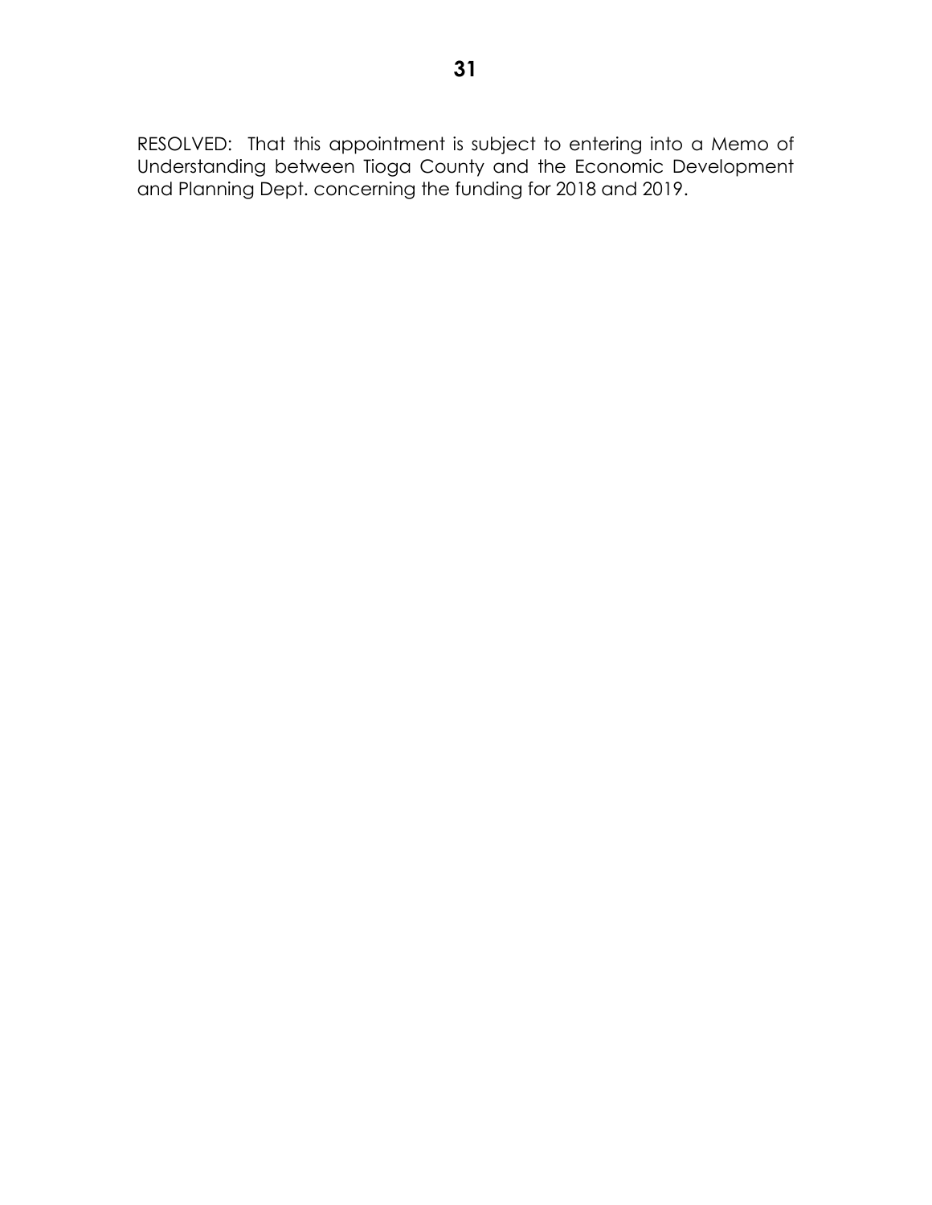RESOLVED: That this appointment is subject to entering into a Memo of Understanding between Tioga County and the Economic Development and Planning Dept. concerning the funding for 2018 and 2019.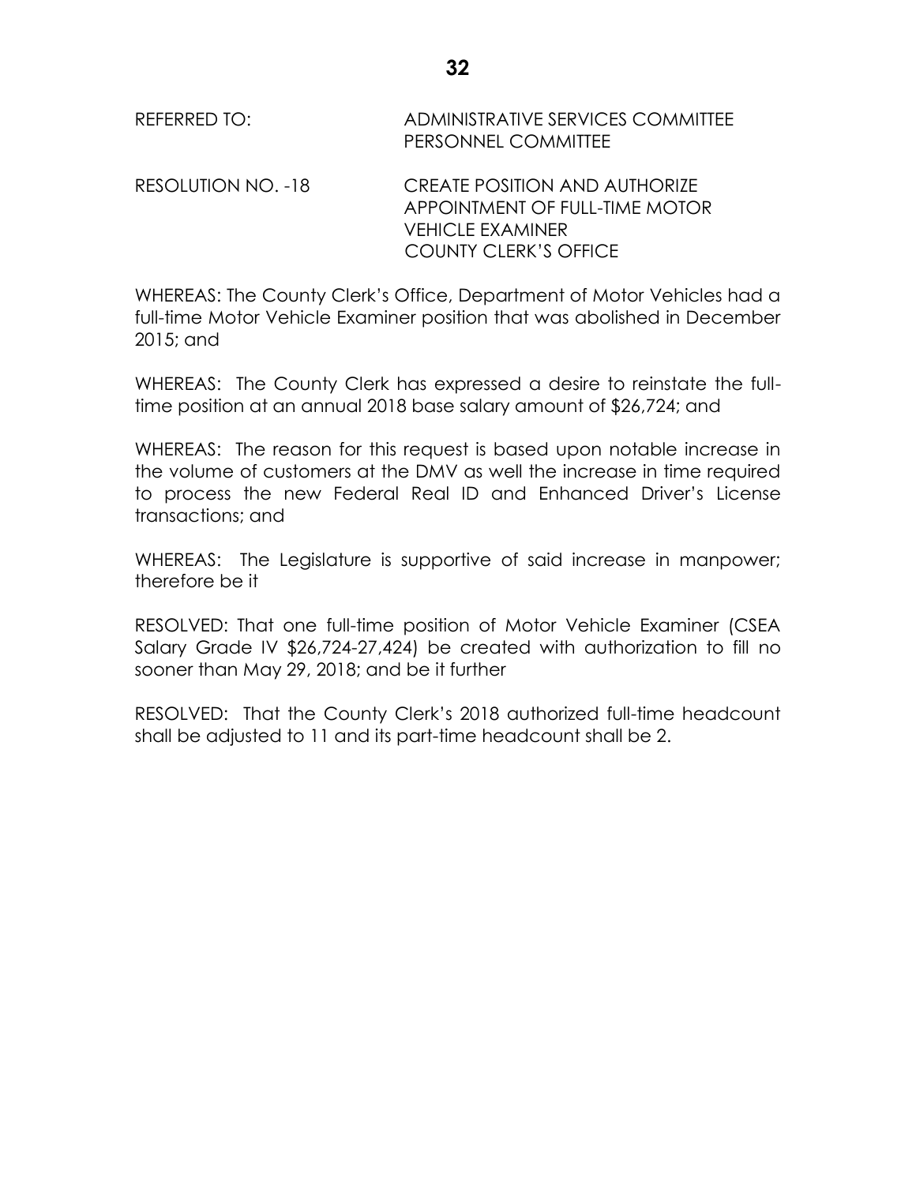REFERRED TO: ADMINISTRATIVE SERVICES COMMITTEE
PERSONNEL COMMITTEE

RESOLUTION NO. -18 CREATE POSITION AND AUTHORIZE APPOINTMENT OF FULL-TIME MOTOR VEHICLE EXAMINER
COUNTY CLERK'S OFFICE

WHEREAS: The County Clerk's Office, Department of Motor Vehicles had a full-time Motor Vehicle Examiner position that was abolished in December 2015; and

WHEREAS: The County Clerk has expressed a desire to reinstate the full-time position at an annual 2018 base salary amount of $26,724; and

WHEREAS: The reason for this request is based upon notable increase in the volume of customers at the DMV as well the increase in time required to process the new Federal Real ID and Enhanced Driver's License transactions; and

WHEREAS: The Legislature is supportive of said increase in manpower; therefore be it

RESOLVED: That one full-time position of Motor Vehicle Examiner (CSEA Salary Grade IV $26,724-27,424) be created with authorization to fill no sooner than May 29, 2018; and be it further

RESOLVED: That the County Clerk's 2018 authorized full-time headcount shall be adjusted to 11 and its part-time headcount shall be 2.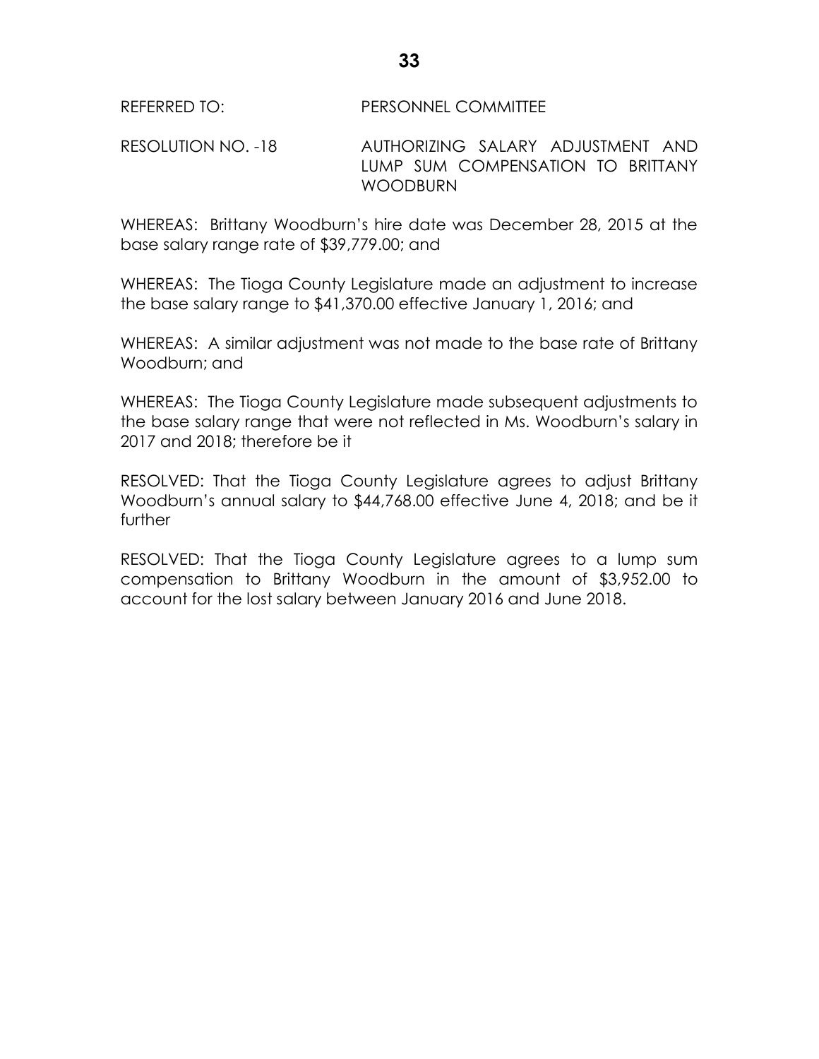REFERRED TO: PERSONNEL COMMITTEE

RESOLUTION NO. -18 AUTHORIZING SALARY ADJUSTMENT AND LUMP SUM COMPENSATION TO BRITTANY WOODBURN

WHEREAS: Brittany Woodburn's hire date was December 28, 2015 at the base salary range rate of $39,779.00; and

WHEREAS: The Tioga County Legislature made an adjustment to increase the base salary range to $41,370.00 effective January 1, 2016; and

WHEREAS: A similar adjustment was not made to the base rate of Brittany Woodburn; and

WHEREAS: The Tioga County Legislature made subsequent adjustments to the base salary range that were not reflected in Ms. Woodburn's salary in 2017 and 2018; therefore be it

RESOLVED: That the Tioga County Legislature agrees to adjust Brittany Woodburn's annual salary to $44,768.00 effective June 4, 2018; and be it further

RESOLVED: That the Tioga County Legislature agrees to a lump sum compensation to Brittany Woodburn in the amount of $3,952.00 to account for the lost salary between January 2016 and June 2018.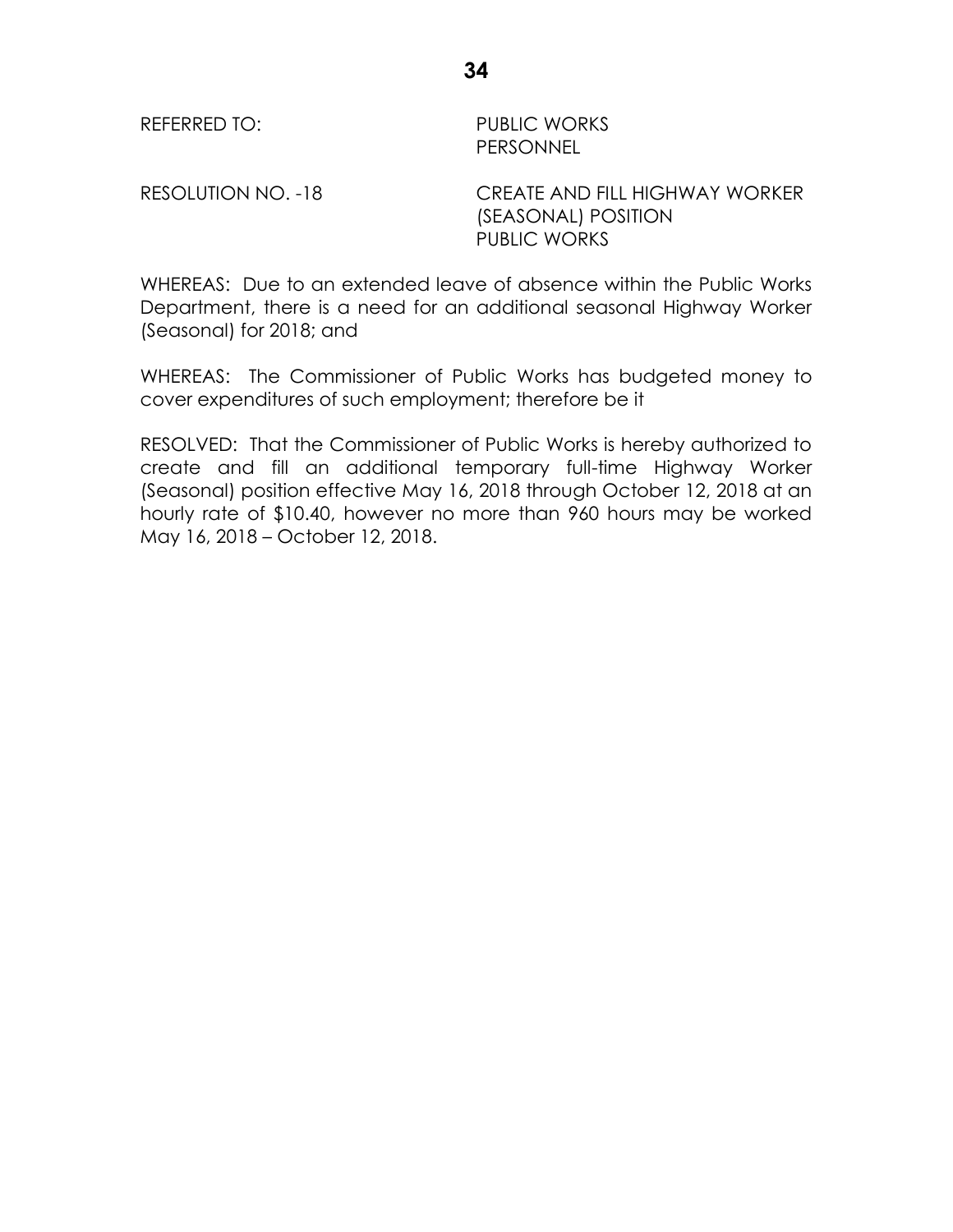REFERRED TO: PUBLIC WORKS
PERSONNEL

RESOLUTION NO. -18 CREATE AND FILL HIGHWAY WORKER (SEASONAL) POSITION PUBLIC WORKS

WHEREAS: Due to an extended leave of absence within the Public Works Department, there is a need for an additional seasonal Highway Worker (Seasonal) for 2018; and

WHEREAS: The Commissioner of Public Works has budgeted money to cover expenditures of such employment; therefore be it

RESOLVED: That the Commissioner of Public Works is hereby authorized to create and fill an additional temporary full-time Highway Worker (Seasonal) position effective May 16, 2018 through October 12, 2018 at an hourly rate of $10.40, however no more than 960 hours may be worked May 16, 2018 – October 12, 2018.